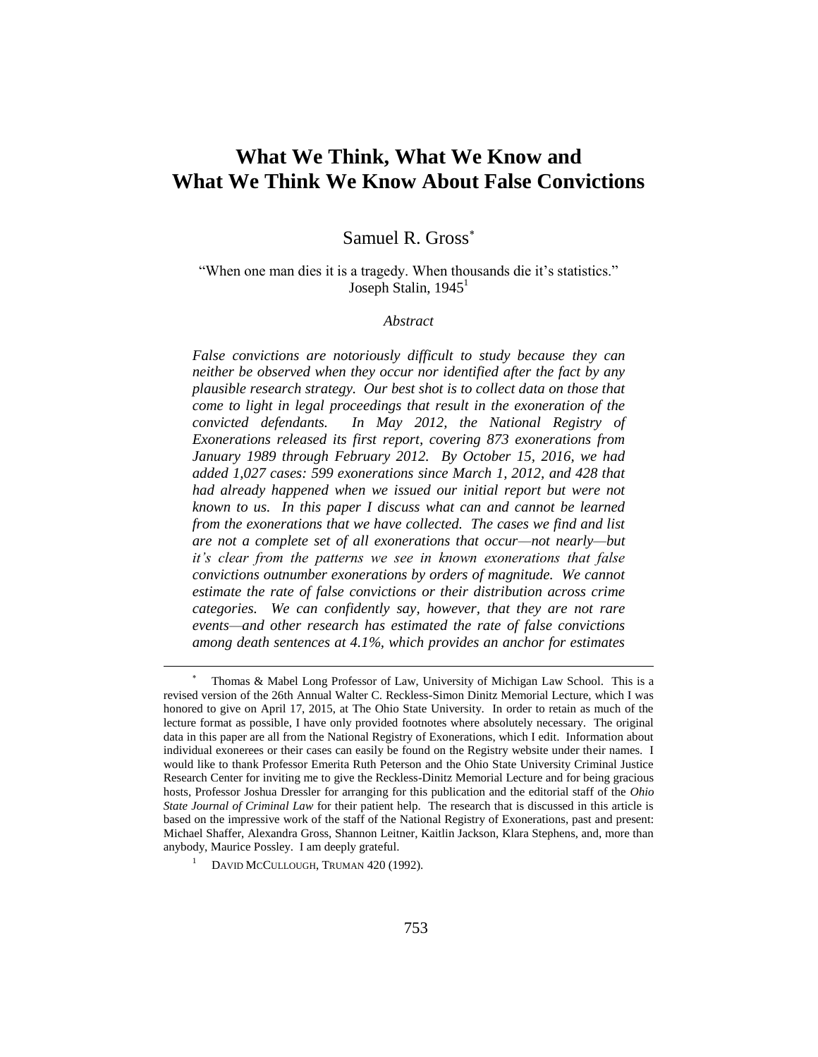# What We Think, What We Know and What We Think We Know About False Convictions

Samuel R. Gross*

"When one man dies it is a tragedy. When thousands die it's statistics."
Joseph Stalin, 1945[1]

*Abstract*

*False convictions are notoriously difficult to study because they can neither be observed when they occur nor identified after the fact by any plausible research strategy. Our best shot is to collect data on those that come to light in legal proceedings that result in the exoneration of the convicted defendants. In May 2012, the National Registry of Exonerations released its first report, covering 873 exonerations from January 1989 through February 2012. By October 15, 2016, we had added 1,027 cases: 599 exonerations since March 1, 2012, and 428 that had already happened when we issued our initial report but were not known to us. In this paper I discuss what can and cannot be learned from the exonerations that we have collected. The cases we find and list are not a complete set of all exonerations that occur—not nearly—but it's clear from the patterns we see in known exonerations that false convictions outnumber exonerations by orders of magnitude. We cannot estimate the rate of false convictions or their distribution across crime categories. We can confidently say, however, that they are not rare events—and other research has estimated the rate of false convictions among death sentences at 4.1%, which provides an anchor for estimates*

---

\* Thomas & Mabel Long Professor of Law, University of Michigan Law School. This is a revised version of the 26th Annual Walter C. Reckless-Simon Dinitz Memorial Lecture, which I was honored to give on April 17, 2015, at The Ohio State University. In order to retain as much of the lecture format as possible, I have only provided footnotes where absolutely necessary. The original data in this paper are all from the National Registry of Exonerations, which I edit. Information about individual exonerees or their cases can easily be found on the Registry website under their names. I would like to thank Professor Emerita Ruth Peterson and the Ohio State University Criminal Justice Research Center for inviting me to give the Reckless-Dinitz Memorial Lecture and for being gracious hosts, Professor Joshua Dressler for arranging for this publication and the editorial staff of the *Ohio State Journal of Criminal Law* for their patient help. The research that is discussed in this article is based on the impressive work of the staff of the National Registry of Exonerations, past and present: Michael Shaffer, Alexandra Gross, Shannon Leitner, Kaitlin Jackson, Klara Stephens, and, more than anybody, Maurice Possley. I am deeply grateful.

[1] DAVID MCCULLOUGH, TRUMAN 420 (1992).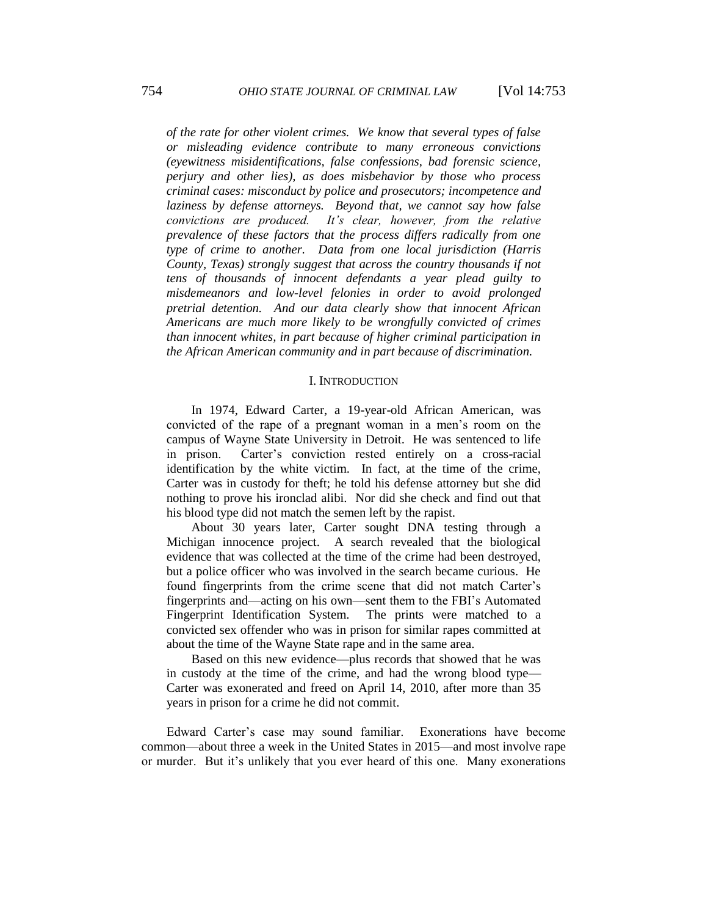*of the rate for other violent crimes. We know that several types of false or misleading evidence contribute to many erroneous convictions (eyewitness misidentifications, false confessions, bad forensic science, perjury and other lies), as does misbehavior by those who process criminal cases: misconduct by police and prosecutors; incompetence and laziness by defense attorneys. Beyond that, we cannot say how false convictions are produced. It's clear, however, from the relative prevalence of these factors that the process differs radically from one type of crime to another. Data from one local jurisdiction (Harris County, Texas) strongly suggest that across the country thousands if not tens of thousands of innocent defendants a year plead guilty to misdemeanors and low-level felonies in order to avoid prolonged pretrial detention. And our data clearly show that innocent African Americans are much more likely to be wrongfully convicted of crimes than innocent whites, in part because of higher criminal participation in the African American community and in part because of discrimination.*

## I. INTRODUCTION

> In 1974, Edward Carter, a 19-year-old African American, was convicted of the rape of a pregnant woman in a men's room on the campus of Wayne State University in Detroit. He was sentenced to life in prison. Carter's conviction rested entirely on a cross-racial identification by the white victim. In fact, at the time of the crime, Carter was in custody for theft; he told his defense attorney but she did nothing to prove his ironclad alibi. Nor did she check and find out that his blood type did not match the semen left by the rapist.
>
> About 30 years later, Carter sought DNA testing through a Michigan innocence project. A search revealed that the biological evidence that was collected at the time of the crime had been destroyed, but a police officer who was involved in the search became curious. He found fingerprints from the crime scene that did not match Carter's fingerprints and—acting on his own—sent them to the FBI's Automated Fingerprint Identification System. The prints were matched to a convicted sex offender who was in prison for similar rapes committed at about the time of the Wayne State rape and in the same area.
>
> Based on this new evidence—plus records that showed that he was in custody at the time of the crime, and had the wrong blood type—Carter was exonerated and freed on April 14, 2010, after more than 35 years in prison for a crime he did not commit.

Edward Carter's case may sound familiar. Exonerations have become common—about three a week in the United States in 2015—and most involve rape or murder. But it's unlikely that you ever heard of this one. Many exonerations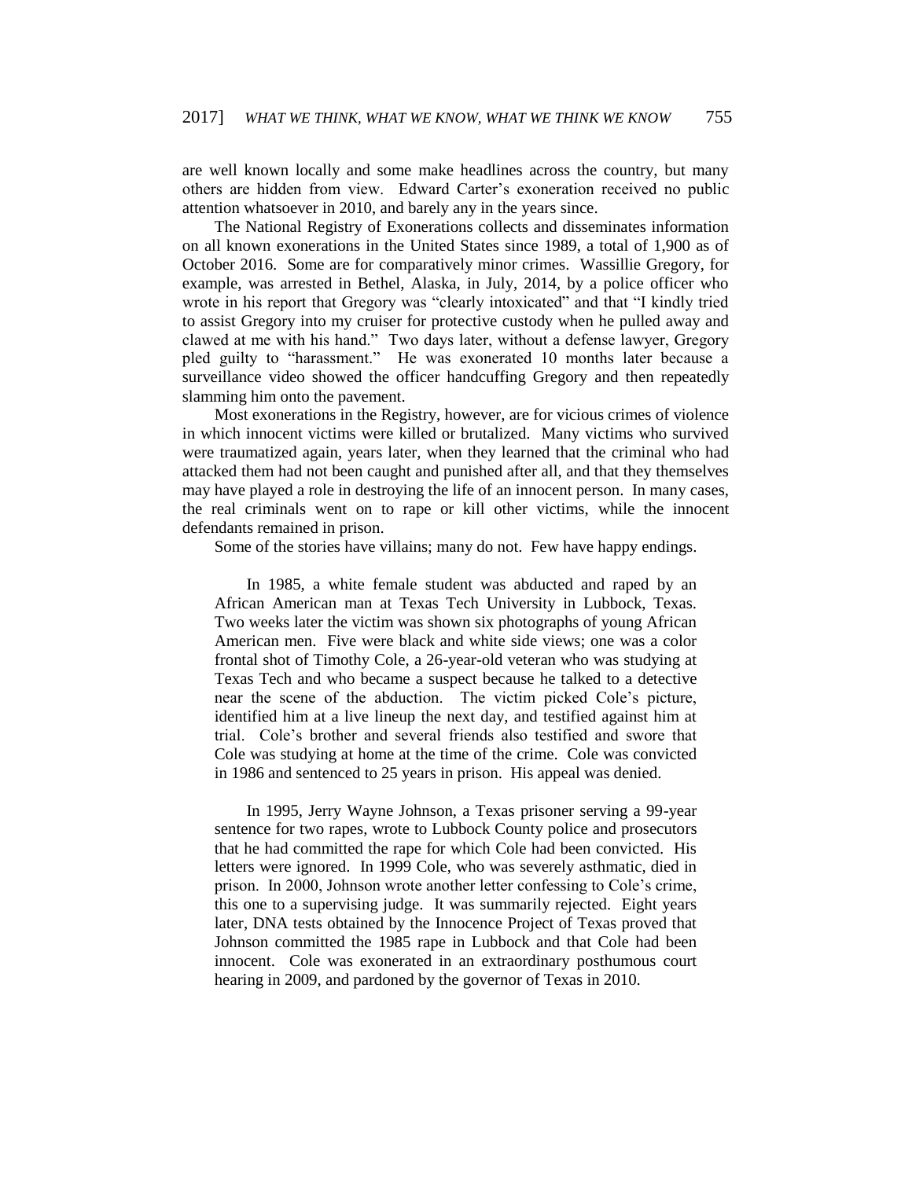are well known locally and some make headlines across the country, but many others are hidden from view. Edward Carter's exoneration received no public attention whatsoever in 2010, and barely any in the years since.

The National Registry of Exonerations collects and disseminates information on all known exonerations in the United States since 1989, a total of 1,900 as of October 2016. Some are for comparatively minor crimes. Wassillie Gregory, for example, was arrested in Bethel, Alaska, in July, 2014, by a police officer who wrote in his report that Gregory was "clearly intoxicated" and that "I kindly tried to assist Gregory into my cruiser for protective custody when he pulled away and clawed at me with his hand." Two days later, without a defense lawyer, Gregory pled guilty to "harassment." He was exonerated 10 months later because a surveillance video showed the officer handcuffing Gregory and then repeatedly slamming him onto the pavement.

Most exonerations in the Registry, however, are for vicious crimes of violence in which innocent victims were killed or brutalized. Many victims who survived were traumatized again, years later, when they learned that the criminal who had attacked them had not been caught and punished after all, and that they themselves may have played a role in destroying the life of an innocent person. In many cases, the real criminals went on to rape or kill other victims, while the innocent defendants remained in prison.

Some of the stories have villains; many do not. Few have happy endings.

> In 1985, a white female student was abducted and raped by an African American man at Texas Tech University in Lubbock, Texas. Two weeks later the victim was shown six photographs of young African American men. Five were black and white side views; one was a color frontal shot of Timothy Cole, a 26-year-old veteran who was studying at Texas Tech and who became a suspect because he talked to a detective near the scene of the abduction. The victim picked Cole's picture, identified him at a live lineup the next day, and testified against him at trial. Cole's brother and several friends also testified and swore that Cole was studying at home at the time of the crime. Cole was convicted in 1986 and sentenced to 25 years in prison. His appeal was denied.
>
> In 1995, Jerry Wayne Johnson, a Texas prisoner serving a 99-year sentence for two rapes, wrote to Lubbock County police and prosecutors that he had committed the rape for which Cole had been convicted. His letters were ignored. In 1999 Cole, who was severely asthmatic, died in prison. In 2000, Johnson wrote another letter confessing to Cole's crime, this one to a supervising judge. It was summarily rejected. Eight years later, DNA tests obtained by the Innocence Project of Texas proved that Johnson committed the 1985 rape in Lubbock and that Cole had been innocent. Cole was exonerated in an extraordinary posthumous court hearing in 2009, and pardoned by the governor of Texas in 2010.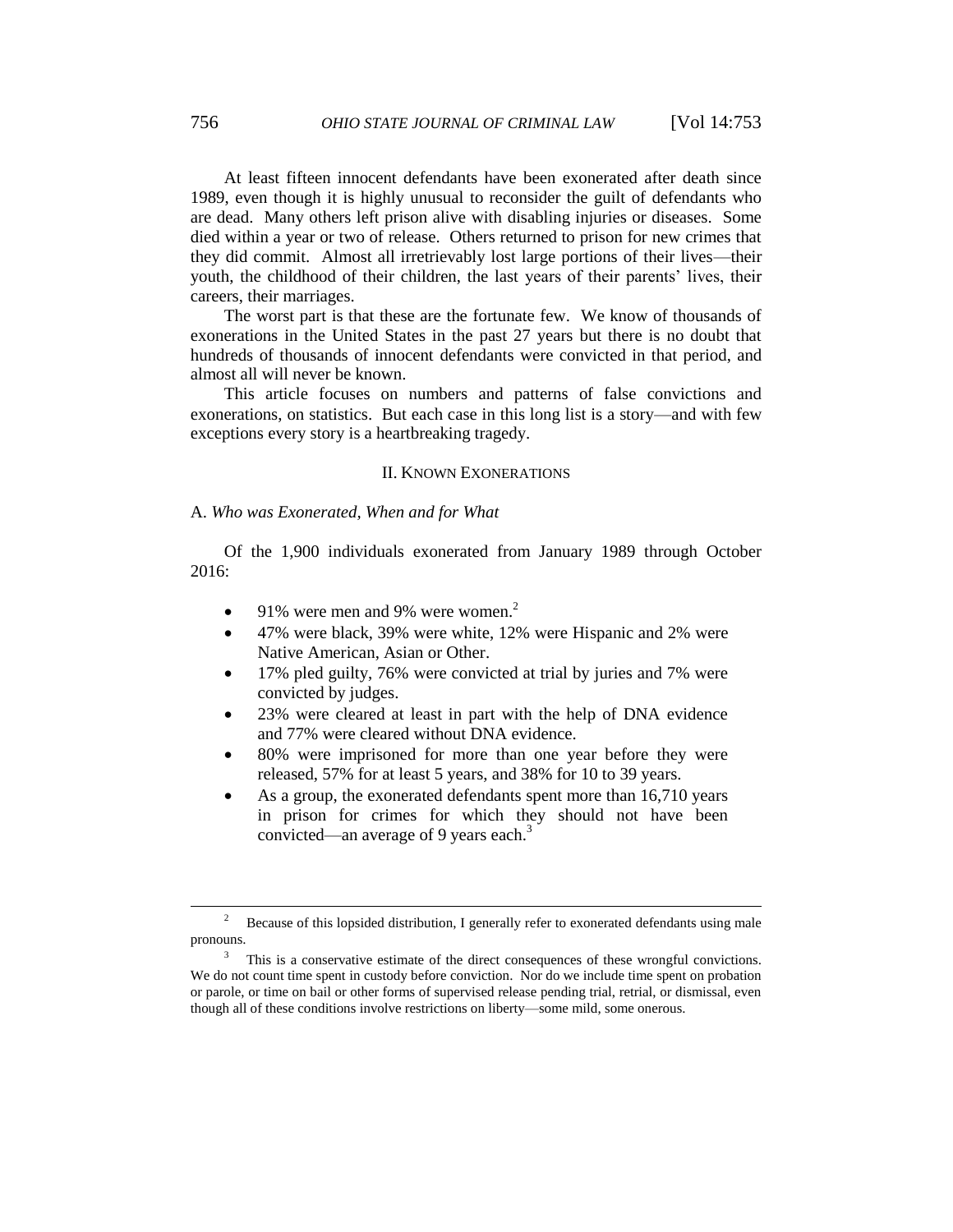At least fifteen innocent defendants have been exonerated after death since 1989, even though it is highly unusual to reconsider the guilt of defendants who are dead. Many others left prison alive with disabling injuries or diseases. Some died within a year or two of release. Others returned to prison for new crimes that they did commit. Almost all irretrievably lost large portions of their lives—their youth, the childhood of their children, the last years of their parents' lives, their careers, their marriages.

The worst part is that these are the fortunate few. We know of thousands of exonerations in the United States in the past 27 years but there is no doubt that hundreds of thousands of innocent defendants were convicted in that period, and almost all will never be known.

This article focuses on numbers and patterns of false convictions and exonerations, on statistics. But each case in this long list is a story—and with few exceptions every story is a heartbreaking tragedy.

## II. KNOWN EXONERATIONS

### A. *Who was Exonerated, When and for What*

Of the 1,900 individuals exonerated from January 1989 through October 2016:

- 91% were men and 9% were women.[2]
- 47% were black, 39% were white, 12% were Hispanic and 2% were Native American, Asian or Other.
- 17% pled guilty, 76% were convicted at trial by juries and 7% were convicted by judges.
- 23% were cleared at least in part with the help of DNA evidence and 77% were cleared without DNA evidence.
- 80% were imprisoned for more than one year before they were released, 57% for at least 5 years, and 38% for 10 to 39 years.
- As a group, the exonerated defendants spent more than 16,710 years in prison for crimes for which they should not have been convicted—an average of 9 years each.[3]

---

[2] Because of this lopsided distribution, I generally refer to exonerated defendants using male pronouns.

[3] This is a conservative estimate of the direct consequences of these wrongful convictions. We do not count time spent in custody before conviction. Nor do we include time spent on probation or parole, or time on bail or other forms of supervised release pending trial, retrial, or dismissal, even though all of these conditions involve restrictions on liberty—some mild, some onerous.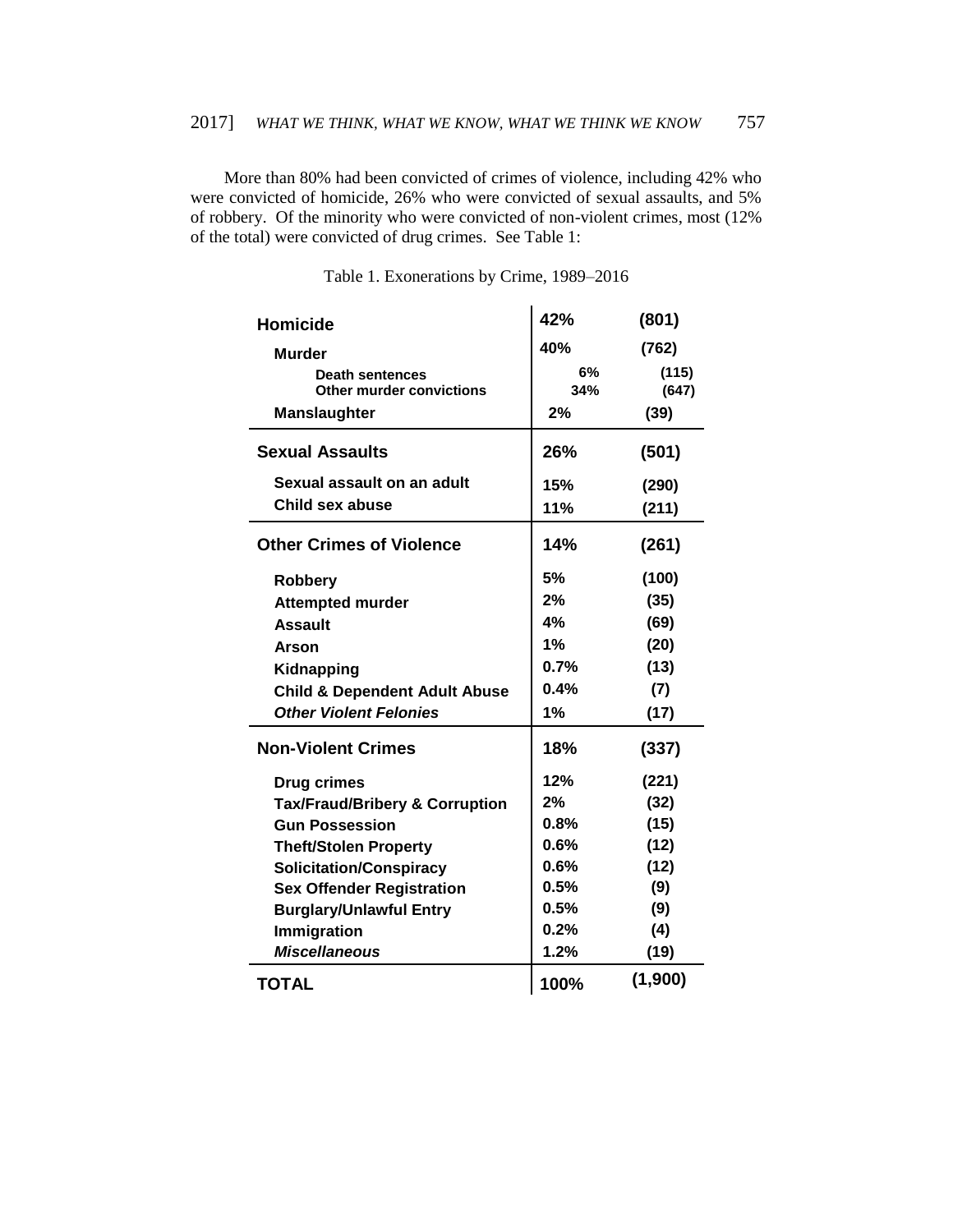More than 80% had been convicted of crimes of violence, including 42% who were convicted of homicide, 26% who were convicted of sexual assaults, and 5% of robbery. Of the minority who were convicted of non-violent crimes, most (12% of the total) were convicted of drug crimes. See Table 1:

Table 1. Exonerations by Crime, 1989–2016

| | | |
|---|---|---|
| **Homicide** | **42%** | **(801)** |
| **Murder** | **40%** | **(762)** |
| **Death sentences** | **6%** | **(115)** |
| **Other murder convictions** | **34%** | **(647)** |
| **Manslaughter** | **2%** | **(39)** |
| **Sexual Assaults** | **26%** | **(501)** |
| **Sexual assault on an adult** | **15%** | **(290)** |
| **Child sex abuse** | **11%** | **(211)** |
| **Other Crimes of Violence** | **14%** | **(261)** |
| **Robbery** | **5%** | **(100)** |
| **Attempted murder** | **2%** | **(35)** |
| **Assault** | **4%** | **(69)** |
| **Arson** | **1%** | **(20)** |
| **Kidnapping** | **0.7%** | **(13)** |
| **Child & Dependent Adult Abuse** | **0.4%** | **(7)** |
| ***Other Violent Felonies*** | **1%** | **(17)** |
| **Non-Violent Crimes** | **18%** | **(337)** |
| **Drug crimes** | **12%** | **(221)** |
| **Tax/Fraud/Bribery & Corruption** | **2%** | **(32)** |
| **Gun Possession** | **0.8%** | **(15)** |
| **Theft/Stolen Property** | **0.6%** | **(12)** |
| **Solicitation/Conspiracy** | **0.6%** | **(12)** |
| **Sex Offender Registration** | **0.5%** | **(9)** |
| **Burglary/Unlawful Entry** | **0.5%** | **(9)** |
| **Immigration** | **0.2%** | **(4)** |
| ***Miscellaneous*** | **1.2%** | **(19)** |
| **TOTAL** | **100%** | **(1,900)** |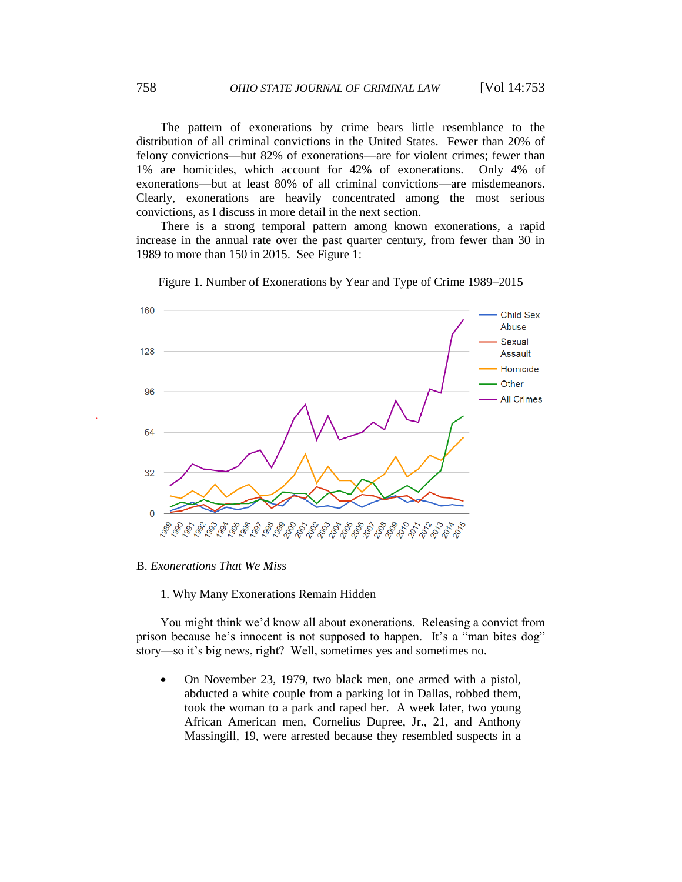The pattern of exonerations by crime bears little resemblance to the distribution of all criminal convictions in the United States. Fewer than 20% of felony convictions—but 82% of exonerations—are for violent crimes; fewer than 1% are homicides, which account for 42% of exonerations. Only 4% of exonerations—but at least 80% of all criminal convictions—are misdemeanors. Clearly, exonerations are heavily concentrated among the most serious convictions, as I discuss in more detail in the next section.

There is a strong temporal pattern among known exonerations, a rapid increase in the annual rate over the past quarter century, from fewer than 30 in 1989 to more than 150 in 2015. See Figure 1:

Figure 1. Number of Exonerations by Year and Type of Crime 1989–2015

## B. *Exonerations That We Miss*

### 1. Why Many Exonerations Remain Hidden

You might think we'd know all about exonerations. Releasing a convict from prison because he's innocent is not supposed to happen. It's a "man bites dog" story—so it's big news, right? Well, sometimes yes and sometimes no.

- On November 23, 1979, two black men, one armed with a pistol, abducted a white couple from a parking lot in Dallas, robbed them, took the woman to a park and raped her. A week later, two young African American men, Cornelius Dupree, Jr., 21, and Anthony Massingill, 19, were arrested because they resembled suspects in a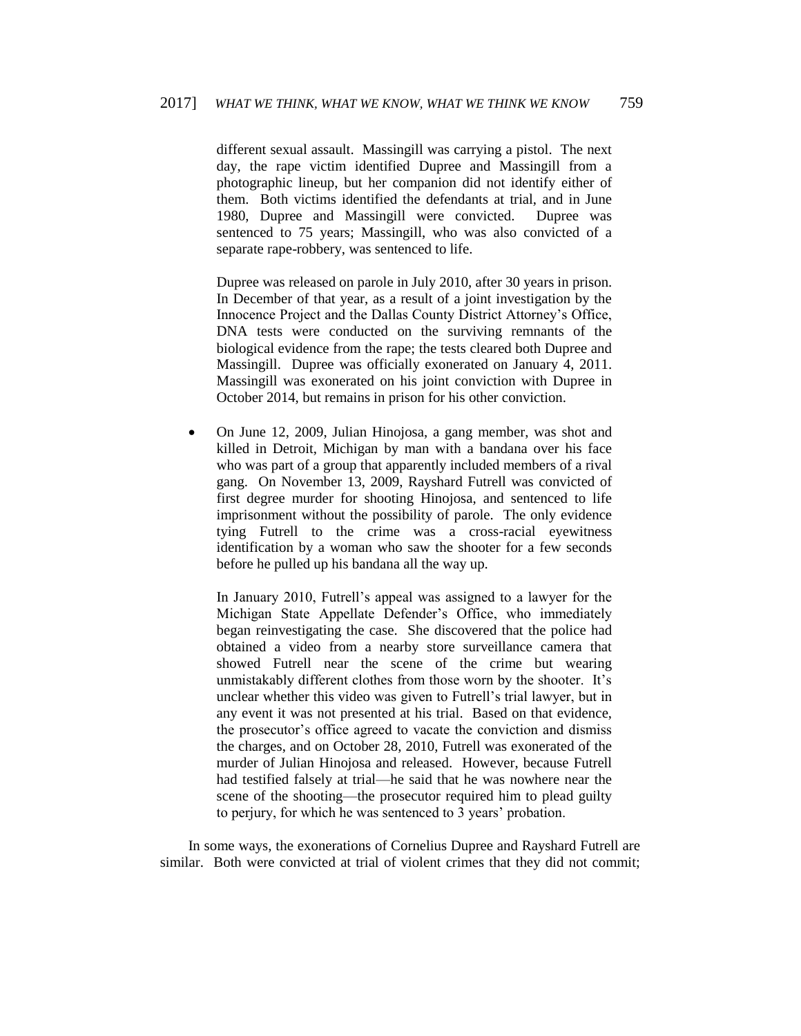different sexual assault. Massingill was carrying a pistol. The next day, the rape victim identified Dupree and Massingill from a photographic lineup, but her companion did not identify either of them. Both victims identified the defendants at trial, and in June 1980, Dupree and Massingill were convicted. Dupree was sentenced to 75 years; Massingill, who was also convicted of a separate rape-robbery, was sentenced to life.

Dupree was released on parole in July 2010, after 30 years in prison. In December of that year, as a result of a joint investigation by the Innocence Project and the Dallas County District Attorney's Office, DNA tests were conducted on the surviving remnants of the biological evidence from the rape; the tests cleared both Dupree and Massingill. Dupree was officially exonerated on January 4, 2011. Massingill was exonerated on his joint conviction with Dupree in October 2014, but remains in prison for his other conviction.

- On June 12, 2009, Julian Hinojosa, a gang member, was shot and killed in Detroit, Michigan by man with a bandana over his face who was part of a group that apparently included members of a rival gang. On November 13, 2009, Rayshard Futrell was convicted of first degree murder for shooting Hinojosa, and sentenced to life imprisonment without the possibility of parole. The only evidence tying Futrell to the crime was a cross-racial eyewitness identification by a woman who saw the shooter for a few seconds before he pulled up his bandana all the way up.

  In January 2010, Futrell's appeal was assigned to a lawyer for the Michigan State Appellate Defender's Office, who immediately began reinvestigating the case. She discovered that the police had obtained a video from a nearby store surveillance camera that showed Futrell near the scene of the crime but wearing unmistakably different clothes from those worn by the shooter. It's unclear whether this video was given to Futrell's trial lawyer, but in any event it was not presented at his trial. Based on that evidence, the prosecutor's office agreed to vacate the conviction and dismiss the charges, and on October 28, 2010, Futrell was exonerated of the murder of Julian Hinojosa and released. However, because Futrell had testified falsely at trial—he said that he was nowhere near the scene of the shooting—the prosecutor required him to plead guilty to perjury, for which he was sentenced to 3 years' probation.

In some ways, the exonerations of Cornelius Dupree and Rayshard Futrell are similar. Both were convicted at trial of violent crimes that they did not commit;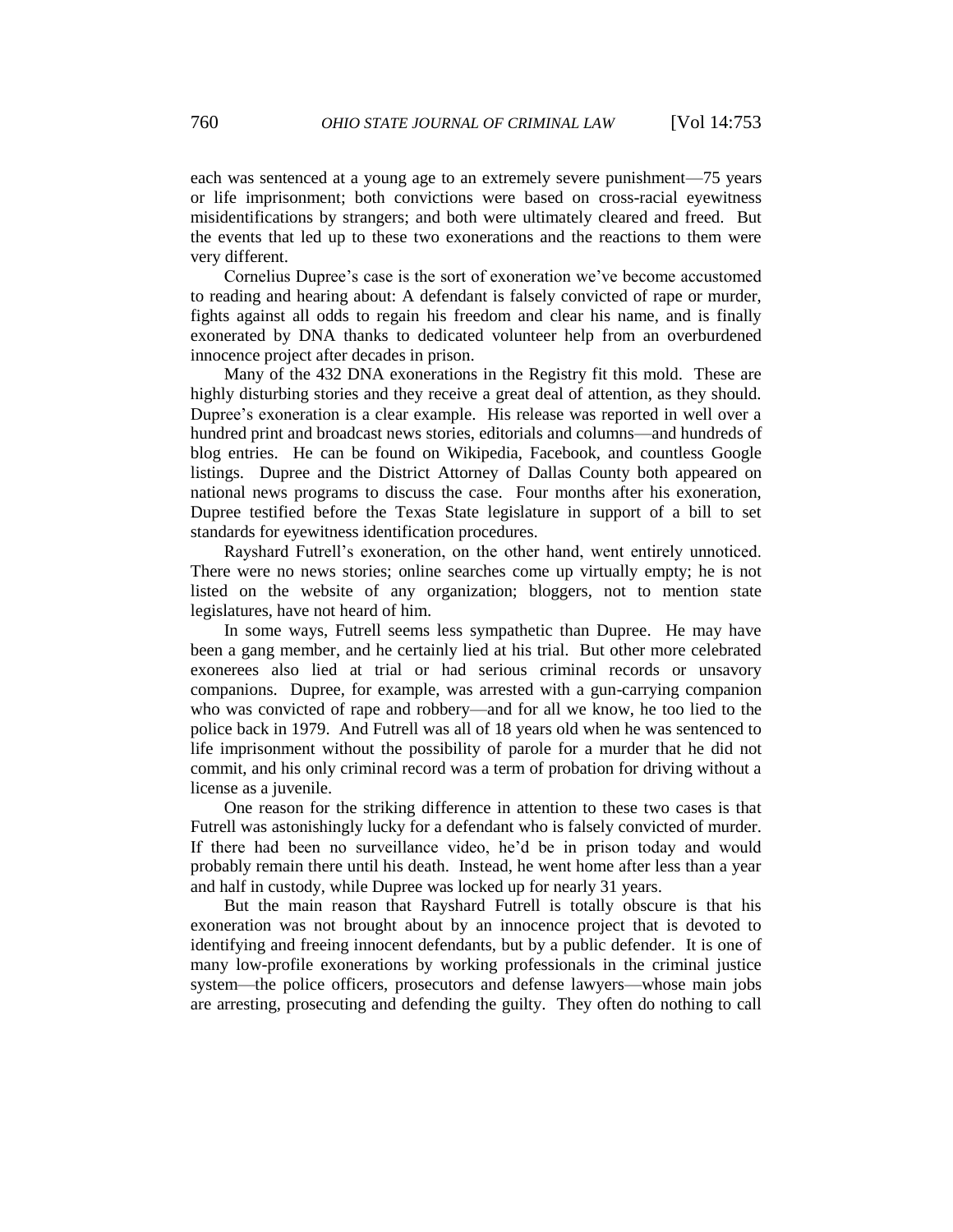each was sentenced at a young age to an extremely severe punishment—75 years or life imprisonment; both convictions were based on cross-racial eyewitness misidentifications by strangers; and both were ultimately cleared and freed. But the events that led up to these two exonerations and the reactions to them were very different.

Cornelius Dupree's case is the sort of exoneration we've become accustomed to reading and hearing about: A defendant is falsely convicted of rape or murder, fights against all odds to regain his freedom and clear his name, and is finally exonerated by DNA thanks to dedicated volunteer help from an overburdened innocence project after decades in prison.

Many of the 432 DNA exonerations in the Registry fit this mold. These are highly disturbing stories and they receive a great deal of attention, as they should. Dupree's exoneration is a clear example. His release was reported in well over a hundred print and broadcast news stories, editorials and columns—and hundreds of blog entries. He can be found on Wikipedia, Facebook, and countless Google listings. Dupree and the District Attorney of Dallas County both appeared on national news programs to discuss the case. Four months after his exoneration, Dupree testified before the Texas State legislature in support of a bill to set standards for eyewitness identification procedures.

Rayshard Futrell's exoneration, on the other hand, went entirely unnoticed. There were no news stories; online searches come up virtually empty; he is not listed on the website of any organization; bloggers, not to mention state legislatures, have not heard of him.

In some ways, Futrell seems less sympathetic than Dupree. He may have been a gang member, and he certainly lied at his trial. But other more celebrated exonerees also lied at trial or had serious criminal records or unsavory companions. Dupree, for example, was arrested with a gun-carrying companion who was convicted of rape and robbery—and for all we know, he too lied to the police back in 1979. And Futrell was all of 18 years old when he was sentenced to life imprisonment without the possibility of parole for a murder that he did not commit, and his only criminal record was a term of probation for driving without a license as a juvenile.

One reason for the striking difference in attention to these two cases is that Futrell was astonishingly lucky for a defendant who is falsely convicted of murder. If there had been no surveillance video, he'd be in prison today and would probably remain there until his death. Instead, he went home after less than a year and half in custody, while Dupree was locked up for nearly 31 years.

But the main reason that Rayshard Futrell is totally obscure is that his exoneration was not brought about by an innocence project that is devoted to identifying and freeing innocent defendants, but by a public defender. It is one of many low-profile exonerations by working professionals in the criminal justice system—the police officers, prosecutors and defense lawyers—whose main jobs are arresting, prosecuting and defending the guilty. They often do nothing to call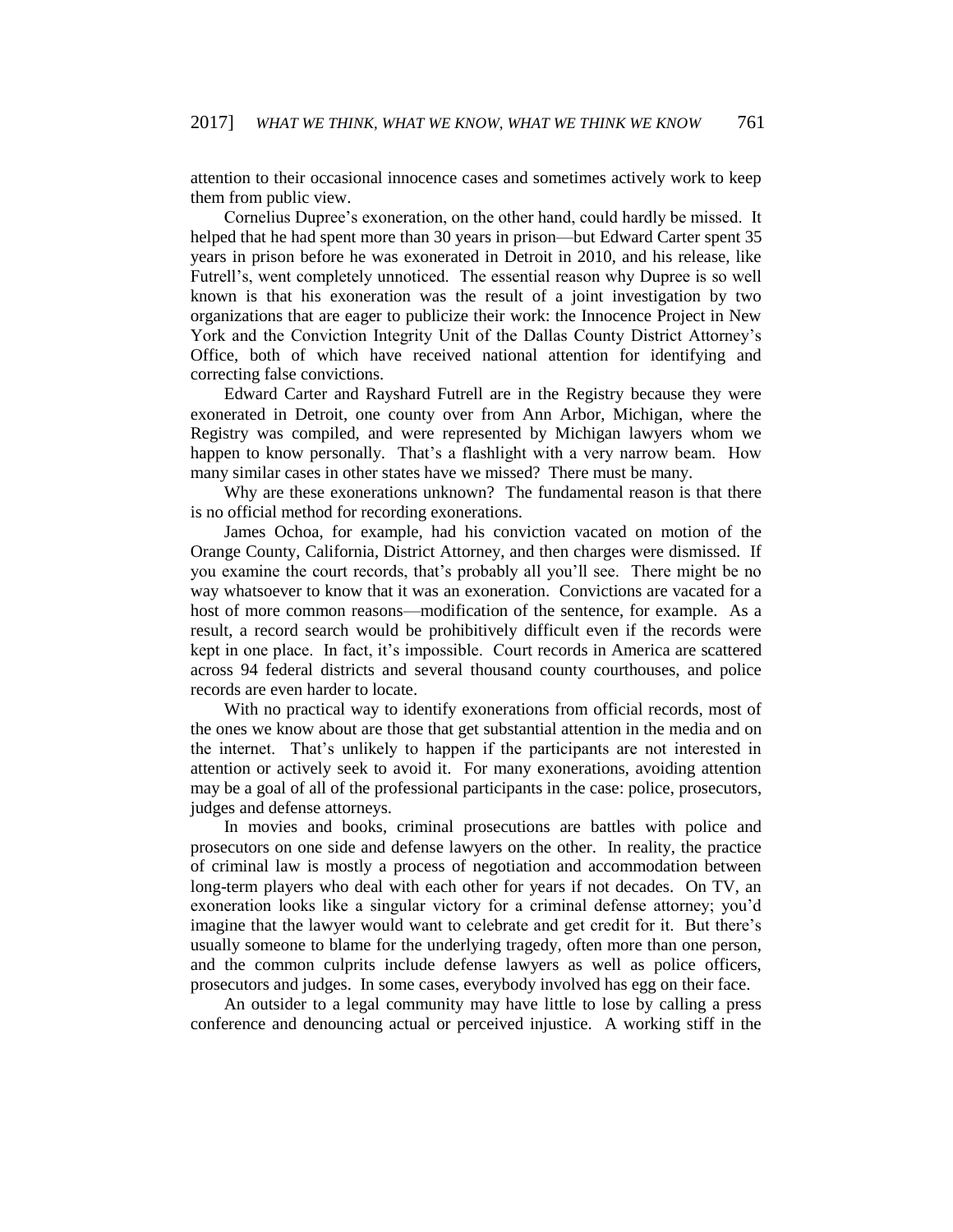attention to their occasional innocence cases and sometimes actively work to keep them from public view.

Cornelius Dupree's exoneration, on the other hand, could hardly be missed. It helped that he had spent more than 30 years in prison—but Edward Carter spent 35 years in prison before he was exonerated in Detroit in 2010, and his release, like Futrell's, went completely unnoticed. The essential reason why Dupree is so well known is that his exoneration was the result of a joint investigation by two organizations that are eager to publicize their work: the Innocence Project in New York and the Conviction Integrity Unit of the Dallas County District Attorney's Office, both of which have received national attention for identifying and correcting false convictions.

Edward Carter and Rayshard Futrell are in the Registry because they were exonerated in Detroit, one county over from Ann Arbor, Michigan, where the Registry was compiled, and were represented by Michigan lawyers whom we happen to know personally. That's a flashlight with a very narrow beam. How many similar cases in other states have we missed? There must be many.

Why are these exonerations unknown? The fundamental reason is that there is no official method for recording exonerations.

James Ochoa, for example, had his conviction vacated on motion of the Orange County, California, District Attorney, and then charges were dismissed. If you examine the court records, that's probably all you'll see. There might be no way whatsoever to know that it was an exoneration. Convictions are vacated for a host of more common reasons—modification of the sentence, for example. As a result, a record search would be prohibitively difficult even if the records were kept in one place. In fact, it's impossible. Court records in America are scattered across 94 federal districts and several thousand county courthouses, and police records are even harder to locate.

With no practical way to identify exonerations from official records, most of the ones we know about are those that get substantial attention in the media and on the internet. That's unlikely to happen if the participants are not interested in attention or actively seek to avoid it. For many exonerations, avoiding attention may be a goal of all of the professional participants in the case: police, prosecutors, judges and defense attorneys.

In movies and books, criminal prosecutions are battles with police and prosecutors on one side and defense lawyers on the other. In reality, the practice of criminal law is mostly a process of negotiation and accommodation between long-term players who deal with each other for years if not decades. On TV, an exoneration looks like a singular victory for a criminal defense attorney; you'd imagine that the lawyer would want to celebrate and get credit for it. But there's usually someone to blame for the underlying tragedy, often more than one person, and the common culprits include defense lawyers as well as police officers, prosecutors and judges. In some cases, everybody involved has egg on their face.

An outsider to a legal community may have little to lose by calling a press conference and denouncing actual or perceived injustice. A working stiff in the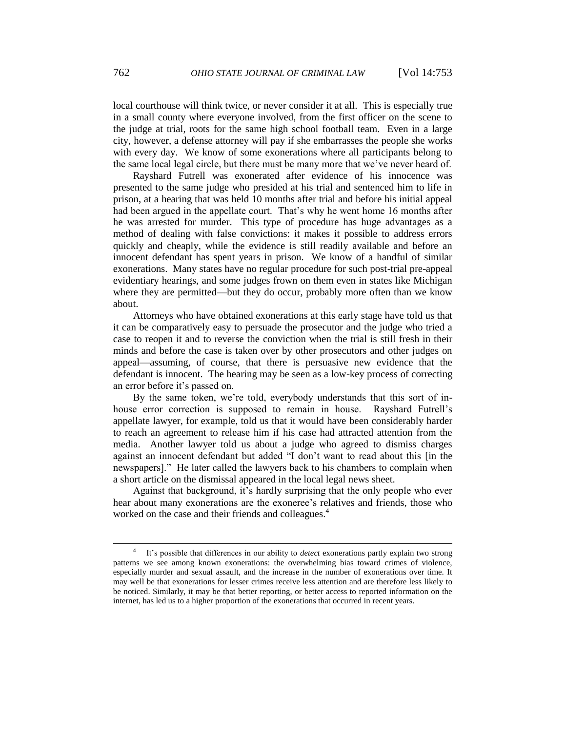local courthouse will think twice, or never consider it at all. This is especially true in a small county where everyone involved, from the first officer on the scene to the judge at trial, roots for the same high school football team. Even in a large city, however, a defense attorney will pay if she embarrasses the people she works with every day. We know of some exonerations where all participants belong to the same local legal circle, but there must be many more that we've never heard of.

Rayshard Futrell was exonerated after evidence of his innocence was presented to the same judge who presided at his trial and sentenced him to life in prison, at a hearing that was held 10 months after trial and before his initial appeal had been argued in the appellate court. That's why he went home 16 months after he was arrested for murder. This type of procedure has huge advantages as a method of dealing with false convictions: it makes it possible to address errors quickly and cheaply, while the evidence is still readily available and before an innocent defendant has spent years in prison. We know of a handful of similar exonerations. Many states have no regular procedure for such post-trial pre-appeal evidentiary hearings, and some judges frown on them even in states like Michigan where they are permitted—but they do occur, probably more often than we know about.

Attorneys who have obtained exonerations at this early stage have told us that it can be comparatively easy to persuade the prosecutor and the judge who tried a case to reopen it and to reverse the conviction when the trial is still fresh in their minds and before the case is taken over by other prosecutors and other judges on appeal—assuming, of course, that there is persuasive new evidence that the defendant is innocent. The hearing may be seen as a low-key process of correcting an error before it's passed on.

By the same token, we're told, everybody understands that this sort of in-house error correction is supposed to remain in house. Rayshard Futrell's appellate lawyer, for example, told us that it would have been considerably harder to reach an agreement to release him if his case had attracted attention from the media. Another lawyer told us about a judge who agreed to dismiss charges against an innocent defendant but added "I don't want to read about this [in the newspapers]." He later called the lawyers back to his chambers to complain when a short article on the dismissal appeared in the local legal news sheet.

Against that background, it's hardly surprising that the only people who ever hear about many exonerations are the exoneree's relatives and friends, those who worked on the case and their friends and colleagues.[4]

---

[4] It's possible that differences in our ability to *detect* exonerations partly explain two strong patterns we see among known exonerations: the overwhelming bias toward crimes of violence, especially murder and sexual assault, and the increase in the number of exonerations over time. It may well be that exonerations for lesser crimes receive less attention and are therefore less likely to be noticed. Similarly, it may be that better reporting, or better access to reported information on the internet, has led us to a higher proportion of the exonerations that occurred in recent years.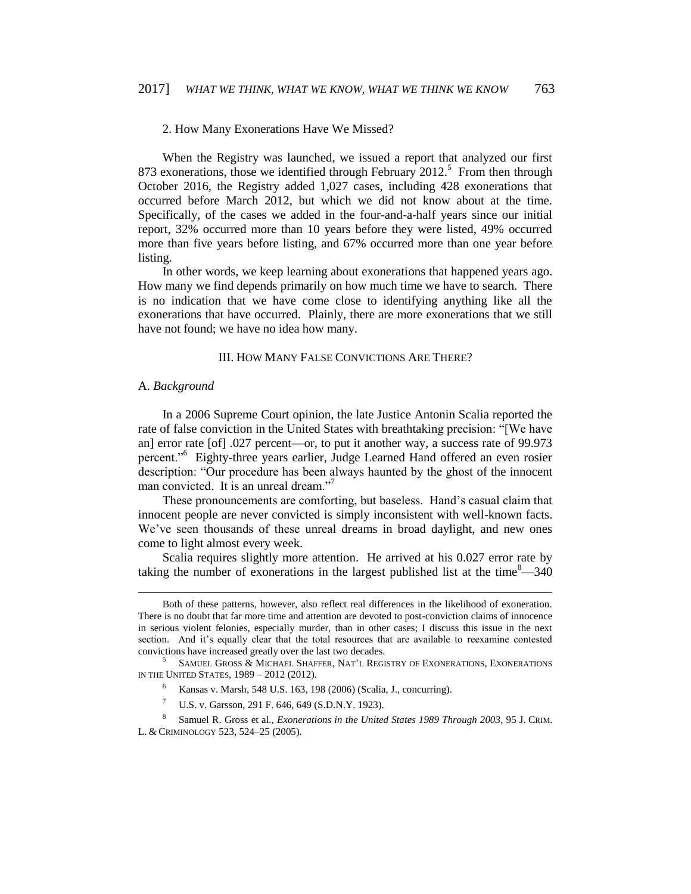### 2. How Many Exonerations Have We Missed?

When the Registry was launched, we issued a report that analyzed our first 873 exonerations, those we identified through February 2012.[5] From then through October 2016, the Registry added 1,027 cases, including 428 exonerations that occurred before March 2012, but which we did not know about at the time. Specifically, of the cases we added in the four-and-a-half years since our initial report, 32% occurred more than 10 years before they were listed, 49% occurred more than five years before listing, and 67% occurred more than one year before listing.

In other words, we keep learning about exonerations that happened years ago. How many we find depends primarily on how much time we have to search. There is no indication that we have come close to identifying anything like all the exonerations that have occurred. Plainly, there are more exonerations that we still have not found; we have no idea how many.

## III. How Many False Convictions Are There?

### A. *Background*

In a 2006 Supreme Court opinion, the late Justice Antonin Scalia reported the rate of false conviction in the United States with breathtaking precision: "[We have an] error rate [of] .027 percent—or, to put it another way, a success rate of 99.973 percent."[6] Eighty-three years earlier, Judge Learned Hand offered an even rosier description: "Our procedure has been always haunted by the ghost of the innocent man convicted. It is an unreal dream."[7]

These pronouncements are comforting, but baseless. Hand's casual claim that innocent people are never convicted is simply inconsistent with well-known facts. We've seen thousands of these unreal dreams in broad daylight, and new ones come to light almost every week.

Scalia requires slightly more attention. He arrived at his 0.027 error rate by taking the number of exonerations in the largest published list at the time[8]—340

---

Both of these patterns, however, also reflect real differences in the likelihood of exoneration. There is no doubt that far more time and attention are devoted to post-conviction claims of innocence in serious violent felonies, especially murder, than in other cases; I discuss this issue in the next section. And it's equally clear that the total resources that are available to reexamine contested convictions have increased greatly over the last two decades.

[5] Samuel Gross & Michael Shaffer, Nat'l Registry of Exonerations, Exonerations in the United States, 1989 – 2012 (2012).

[6] Kansas v. Marsh, 548 U.S. 163, 198 (2006) (Scalia, J., concurring).

[7] U.S. v. Garsson, 291 F. 646, 649 (S.D.N.Y. 1923).

[8] Samuel R. Gross et al., *Exonerations in the United States 1989 Through 2003*, 95 J. Crim. L. & Criminology 523, 524–25 (2005).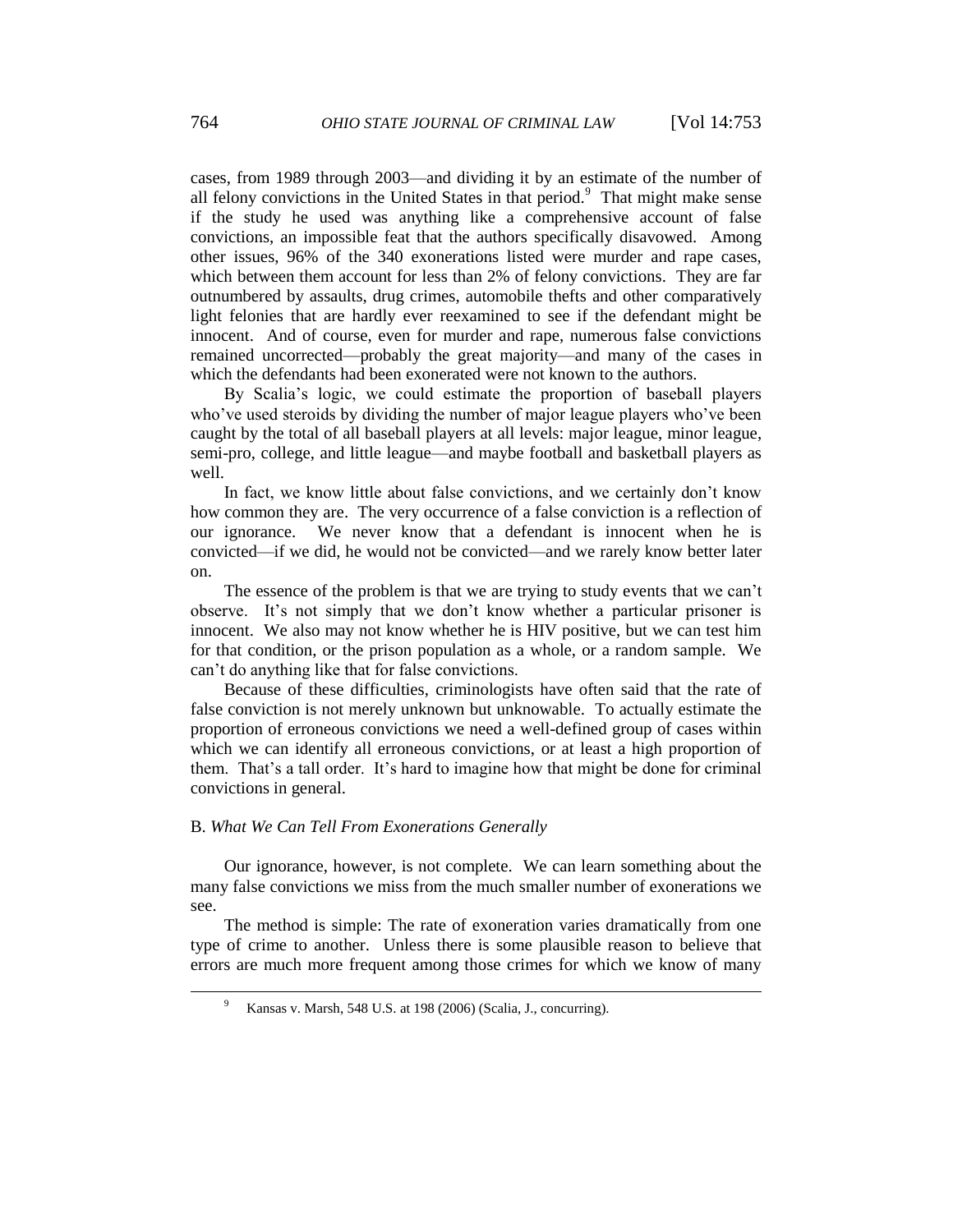cases, from 1989 through 2003—and dividing it by an estimate of the number of all felony convictions in the United States in that period.[9] That might make sense if the study he used was anything like a comprehensive account of false convictions, an impossible feat that the authors specifically disavowed. Among other issues, 96% of the 340 exonerations listed were murder and rape cases, which between them account for less than 2% of felony convictions. They are far outnumbered by assaults, drug crimes, automobile thefts and other comparatively light felonies that are hardly ever reexamined to see if the defendant might be innocent. And of course, even for murder and rape, numerous false convictions remained uncorrected—probably the great majority—and many of the cases in which the defendants had been exonerated were not known to the authors.

By Scalia's logic, we could estimate the proportion of baseball players who've used steroids by dividing the number of major league players who've been caught by the total of all baseball players at all levels: major league, minor league, semi-pro, college, and little league—and maybe football and basketball players as well.

In fact, we know little about false convictions, and we certainly don't know how common they are. The very occurrence of a false conviction is a reflection of our ignorance. We never know that a defendant is innocent when he is convicted—if we did, he would not be convicted—and we rarely know better later on.

The essence of the problem is that we are trying to study events that we can't observe. It's not simply that we don't know whether a particular prisoner is innocent. We also may not know whether he is HIV positive, but we can test him for that condition, or the prison population as a whole, or a random sample. We can't do anything like that for false convictions.

Because of these difficulties, criminologists have often said that the rate of false conviction is not merely unknown but unknowable. To actually estimate the proportion of erroneous convictions we need a well-defined group of cases within which we can identify all erroneous convictions, or at least a high proportion of them. That's a tall order. It's hard to imagine how that might be done for criminal convictions in general.

### B. *What We Can Tell From Exonerations Generally*

Our ignorance, however, is not complete. We can learn something about the many false convictions we miss from the much smaller number of exonerations we see.

The method is simple: The rate of exoneration varies dramatically from one type of crime to another. Unless there is some plausible reason to believe that errors are much more frequent among those crimes for which we know of many

---

[9] Kansas v. Marsh, 548 U.S. at 198 (2006) (Scalia, J., concurring).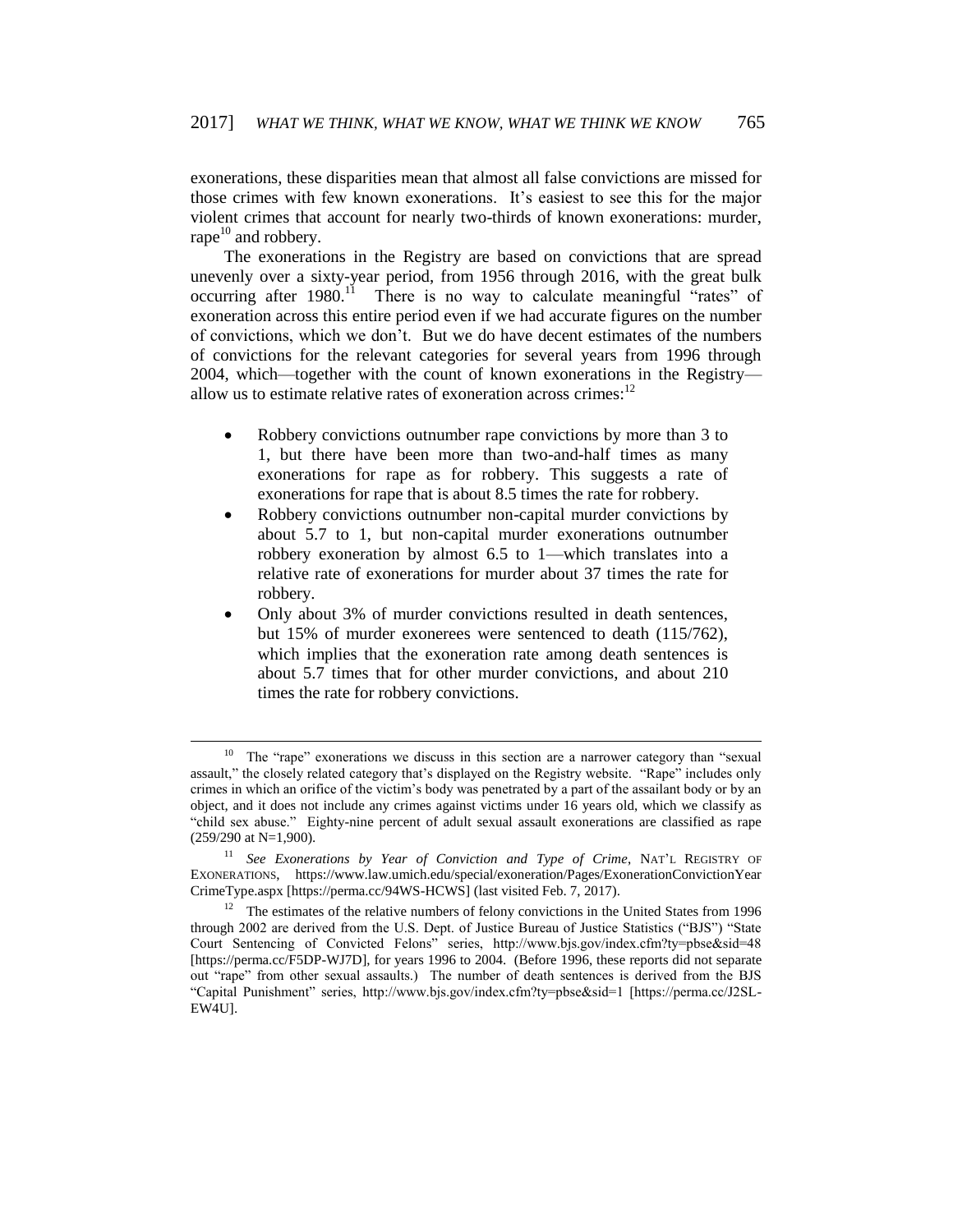exonerations, these disparities mean that almost all false convictions are missed for those crimes with few known exonerations. It's easiest to see this for the major violent crimes that account for nearly two-thirds of known exonerations: murder, rape[10] and robbery.

The exonerations in the Registry are based on convictions that are spread unevenly over a sixty-year period, from 1956 through 2016, with the great bulk occurring after 1980.[11] There is no way to calculate meaningful "rates" of exoneration across this entire period even if we had accurate figures on the number of convictions, which we don't. But we do have decent estimates of the numbers of convictions for the relevant categories for several years from 1996 through 2004, which—together with the count of known exonerations in the Registry—allow us to estimate relative rates of exoneration across crimes:[12]

- Robbery convictions outnumber rape convictions by more than 3 to 1, but there have been more than two-and-half times as many exonerations for rape as for robbery. This suggests a rate of exonerations for rape that is about 8.5 times the rate for robbery.
- Robbery convictions outnumber non-capital murder convictions by about 5.7 to 1, but non-capital murder exonerations outnumber robbery exoneration by almost 6.5 to 1—which translates into a relative rate of exonerations for murder about 37 times the rate for robbery.
- Only about 3% of murder convictions resulted in death sentences, but 15% of murder exonerees were sentenced to death (115/762), which implies that the exoneration rate among death sentences is about 5.7 times that for other murder convictions, and about 210 times the rate for robbery convictions.

---

[10] The "rape" exonerations we discuss in this section are a narrower category than "sexual assault," the closely related category that's displayed on the Registry website. "Rape" includes only crimes in which an orifice of the victim's body was penetrated by a part of the assailant body or by an object, and it does not include any crimes against victims under 16 years old, which we classify as "child sex abuse." Eighty-nine percent of adult sexual assault exonerations are classified as rape (259/290 at N=1,900).

[11] *See Exonerations by Year of Conviction and Type of Crime*, NAT'L REGISTRY OF EXONERATIONS, https://www.law.umich.edu/special/exoneration/Pages/ExonerationConvictionYearCrimeType.aspx [https://perma.cc/94WS-HCWS] (last visited Feb. 7, 2017).

[12] The estimates of the relative numbers of felony convictions in the United States from 1996 through 2002 are derived from the U.S. Dept. of Justice Bureau of Justice Statistics ("BJS") "State Court Sentencing of Convicted Felons" series, http://www.bjs.gov/index.cfm?ty=pbse&sid=48 [https://perma.cc/F5DP-WJ7D], for years 1996 to 2004. (Before 1996, these reports did not separate out "rape" from other sexual assaults.) The number of death sentences is derived from the BJS "Capital Punishment" series, http://www.bjs.gov/index.cfm?ty=pbse&sid=1 [https://perma.cc/J2SL-EW4U].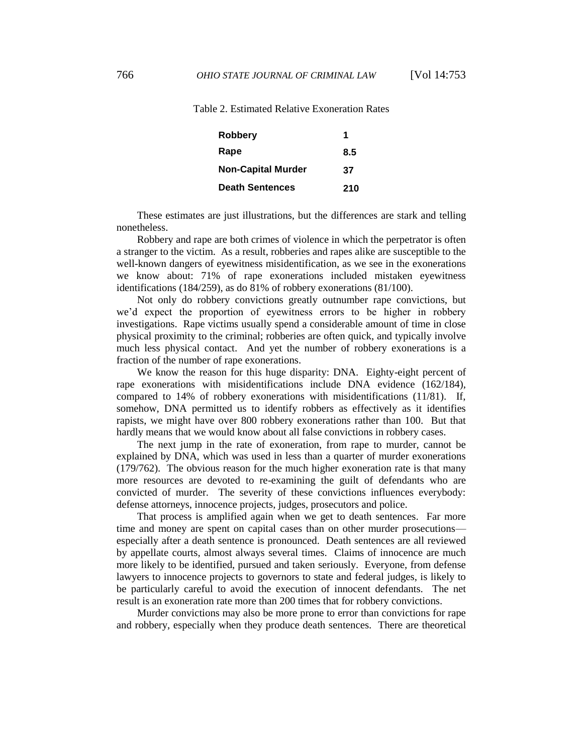Table 2. Estimated Relative Exoneration Rates

| | |
|---|---|
| **Robbery** | **1** |
| **Rape** | **8.5** |
| **Non-Capital Murder** | **37** |
| **Death Sentences** | **210** |

These estimates are just illustrations, but the differences are stark and telling nonetheless.

Robbery and rape are both crimes of violence in which the perpetrator is often a stranger to the victim. As a result, robberies and rapes alike are susceptible to the well-known dangers of eyewitness misidentification, as we see in the exonerations we know about: 71% of rape exonerations included mistaken eyewitness identifications (184/259), as do 81% of robbery exonerations (81/100).

Not only do robbery convictions greatly outnumber rape convictions, but we'd expect the proportion of eyewitness errors to be higher in robbery investigations. Rape victims usually spend a considerable amount of time in close physical proximity to the criminal; robberies are often quick, and typically involve much less physical contact. And yet the number of robbery exonerations is a fraction of the number of rape exonerations.

We know the reason for this huge disparity: DNA. Eighty-eight percent of rape exonerations with misidentifications include DNA evidence (162/184), compared to 14% of robbery exonerations with misidentifications (11/81). If, somehow, DNA permitted us to identify robbers as effectively as it identifies rapists, we might have over 800 robbery exonerations rather than 100. But that hardly means that we would know about all false convictions in robbery cases.

The next jump in the rate of exoneration, from rape to murder, cannot be explained by DNA, which was used in less than a quarter of murder exonerations (179/762). The obvious reason for the much higher exoneration rate is that many more resources are devoted to re-examining the guilt of defendants who are convicted of murder. The severity of these convictions influences everybody: defense attorneys, innocence projects, judges, prosecutors and police.

That process is amplified again when we get to death sentences. Far more time and money are spent on capital cases than on other murder prosecutions—especially after a death sentence is pronounced. Death sentences are all reviewed by appellate courts, almost always several times. Claims of innocence are much more likely to be identified, pursued and taken seriously. Everyone, from defense lawyers to innocence projects to governors to state and federal judges, is likely to be particularly careful to avoid the execution of innocent defendants. The net result is an exoneration rate more than 200 times that for robbery convictions.

Murder convictions may also be more prone to error than convictions for rape and robbery, especially when they produce death sentences. There are theoretical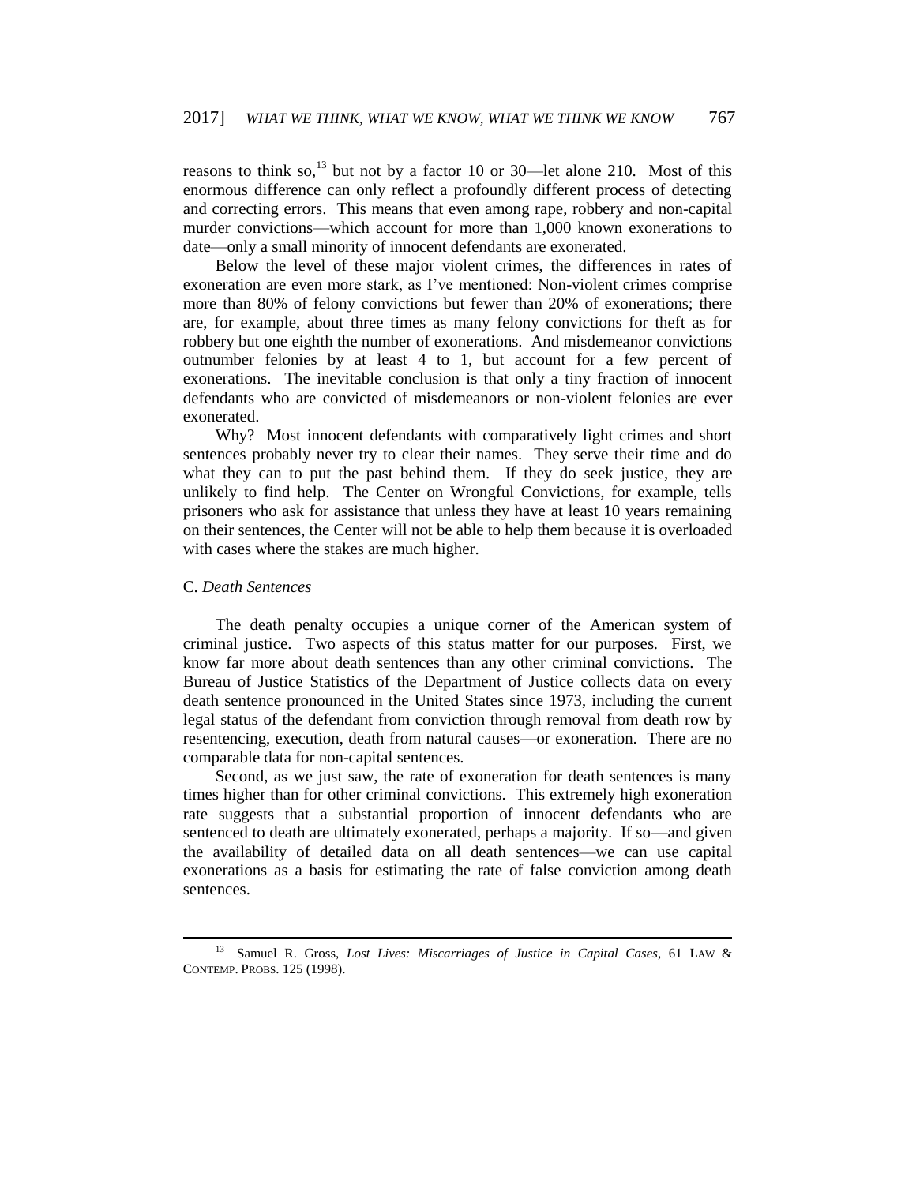reasons to think so,[13] but not by a factor 10 or 30—let alone 210. Most of this enormous difference can only reflect a profoundly different process of detecting and correcting errors. This means that even among rape, robbery and non-capital murder convictions—which account for more than 1,000 known exonerations to date—only a small minority of innocent defendants are exonerated.

Below the level of these major violent crimes, the differences in rates of exoneration are even more stark, as I've mentioned: Non-violent crimes comprise more than 80% of felony convictions but fewer than 20% of exonerations; there are, for example, about three times as many felony convictions for theft as for robbery but one eighth the number of exonerations. And misdemeanor convictions outnumber felonies by at least 4 to 1, but account for a few percent of exonerations. The inevitable conclusion is that only a tiny fraction of innocent defendants who are convicted of misdemeanors or non-violent felonies are ever exonerated.

Why? Most innocent defendants with comparatively light crimes and short sentences probably never try to clear their names. They serve their time and do what they can to put the past behind them. If they do seek justice, they are unlikely to find help. The Center on Wrongful Convictions, for example, tells prisoners who ask for assistance that unless they have at least 10 years remaining on their sentences, the Center will not be able to help them because it is overloaded with cases where the stakes are much higher.

### C. *Death Sentences*

The death penalty occupies a unique corner of the American system of criminal justice. Two aspects of this status matter for our purposes. First, we know far more about death sentences than any other criminal convictions. The Bureau of Justice Statistics of the Department of Justice collects data on every death sentence pronounced in the United States since 1973, including the current legal status of the defendant from conviction through removal from death row by resentencing, execution, death from natural causes—or exoneration. There are no comparable data for non-capital sentences.

Second, as we just saw, the rate of exoneration for death sentences is many times higher than for other criminal convictions. This extremely high exoneration rate suggests that a substantial proportion of innocent defendants who are sentenced to death are ultimately exonerated, perhaps a majority. If so—and given the availability of detailed data on all death sentences—we can use capital exonerations as a basis for estimating the rate of false conviction among death sentences.

---

[13] Samuel R. Gross, *Lost Lives: Miscarriages of Justice in Capital Cases*, 61 LAW & CONTEMP. PROBS. 125 (1998).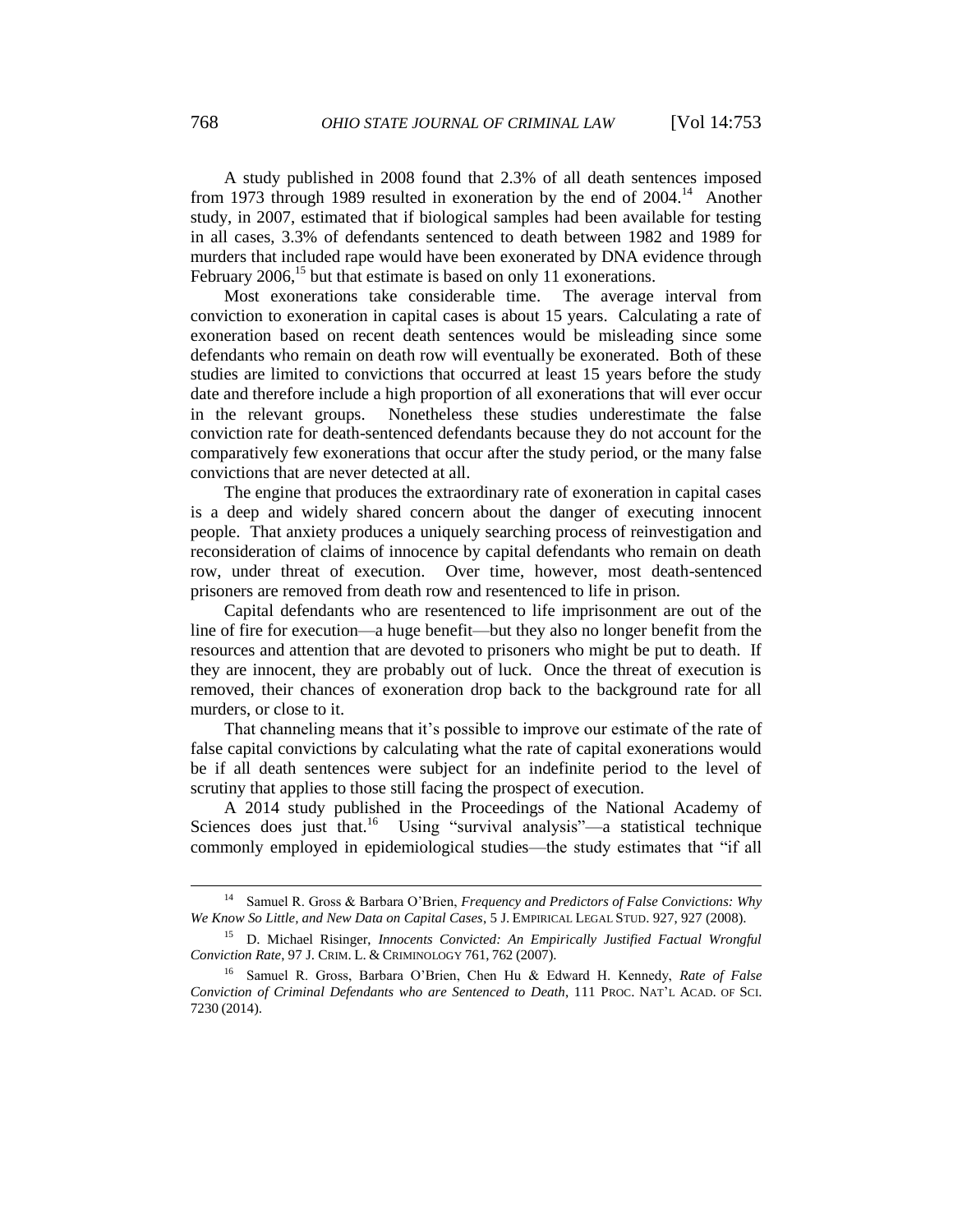A study published in 2008 found that 2.3% of all death sentences imposed from 1973 through 1989 resulted in exoneration by the end of 2004.[14] Another study, in 2007, estimated that if biological samples had been available for testing in all cases, 3.3% of defendants sentenced to death between 1982 and 1989 for murders that included rape would have been exonerated by DNA evidence through February 2006,[15] but that estimate is based on only 11 exonerations.

Most exonerations take considerable time. The average interval from conviction to exoneration in capital cases is about 15 years. Calculating a rate of exoneration based on recent death sentences would be misleading since some defendants who remain on death row will eventually be exonerated. Both of these studies are limited to convictions that occurred at least 15 years before the study date and therefore include a high proportion of all exonerations that will ever occur in the relevant groups. Nonetheless these studies underestimate the false conviction rate for death-sentenced defendants because they do not account for the comparatively few exonerations that occur after the study period, or the many false convictions that are never detected at all.

The engine that produces the extraordinary rate of exoneration in capital cases is a deep and widely shared concern about the danger of executing innocent people. That anxiety produces a uniquely searching process of reinvestigation and reconsideration of claims of innocence by capital defendants who remain on death row, under threat of execution. Over time, however, most death-sentenced prisoners are removed from death row and resentenced to life in prison.

Capital defendants who are resentenced to life imprisonment are out of the line of fire for execution—a huge benefit—but they also no longer benefit from the resources and attention that are devoted to prisoners who might be put to death. If they are innocent, they are probably out of luck. Once the threat of execution is removed, their chances of exoneration drop back to the background rate for all murders, or close to it.

That channeling means that it's possible to improve our estimate of the rate of false capital convictions by calculating what the rate of capital exonerations would be if all death sentences were subject for an indefinite period to the level of scrutiny that applies to those still facing the prospect of execution.

A 2014 study published in the Proceedings of the National Academy of Sciences does just that.[16] Using "survival analysis"—a statistical technique commonly employed in epidemiological studies—the study estimates that "if all

---

[14] Samuel R. Gross & Barbara O'Brien, *Frequency and Predictors of False Convictions: Why We Know So Little, and New Data on Capital Cases*, 5 J. EMPIRICAL LEGAL STUD. 927, 927 (2008).

[15] D. Michael Risinger, *Innocents Convicted: An Empirically Justified Factual Wrongful Conviction Rate*, 97 J. CRIM. L. & CRIMINOLOGY 761, 762 (2007).

[16] Samuel R. Gross, Barbara O'Brien, Chen Hu & Edward H. Kennedy, *Rate of False Conviction of Criminal Defendants who are Sentenced to Death*, 111 PROC. NAT'L ACAD. OF SCI. 7230 (2014).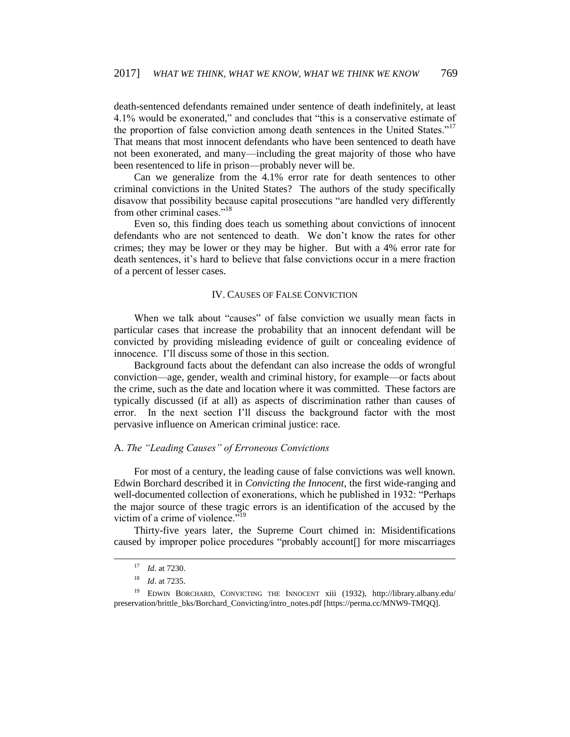death-sentenced defendants remained under sentence of death indefinitely, at least 4.1% would be exonerated," and concludes that "this is a conservative estimate of the proportion of false conviction among death sentences in the United States."[17] That means that most innocent defendants who have been sentenced to death have not been exonerated, and many—including the great majority of those who have been resentenced to life in prison—probably never will be.

Can we generalize from the 4.1% error rate for death sentences to other criminal convictions in the United States? The authors of the study specifically disavow that possibility because capital prosecutions "are handled very differently from other criminal cases."[18]

Even so, this finding does teach us something about convictions of innocent defendants who are not sentenced to death. We don't know the rates for other crimes; they may be lower or they may be higher. But with a 4% error rate for death sentences, it's hard to believe that false convictions occur in a mere fraction of a percent of lesser cases.

## IV. Causes of False Conviction

When we talk about "causes" of false conviction we usually mean facts in particular cases that increase the probability that an innocent defendant will be convicted by providing misleading evidence of guilt or concealing evidence of innocence. I'll discuss some of those in this section.

Background facts about the defendant can also increase the odds of wrongful conviction—age, gender, wealth and criminal history, for example—or facts about the crime, such as the date and location where it was committed. These factors are typically discussed (if at all) as aspects of discrimination rather than causes of error. In the next section I'll discuss the background factor with the most pervasive influence on American criminal justice: race.

### A. *The "Leading Causes" of Erroneous Convictions*

For most of a century, the leading cause of false convictions was well known. Edwin Borchard described it in *Convicting the Innocent*, the first wide-ranging and well-documented collection of exonerations, which he published in 1932: "Perhaps the major source of these tragic errors is an identification of the accused by the victim of a crime of violence."[19]

Thirty-five years later, the Supreme Court chimed in: Misidentifications caused by improper police procedures "probably account[] for more miscarriages

---

[17] *Id*. at 7230.

[18] *Id*. at 7235.

[19] Edwin Borchard, Convicting the Innocent xiii (1932), http://library.albany.edu/preservation/brittle_bks/Borchard_Convicting/intro_notes.pdf [https://perma.cc/MNW9-TMQQ].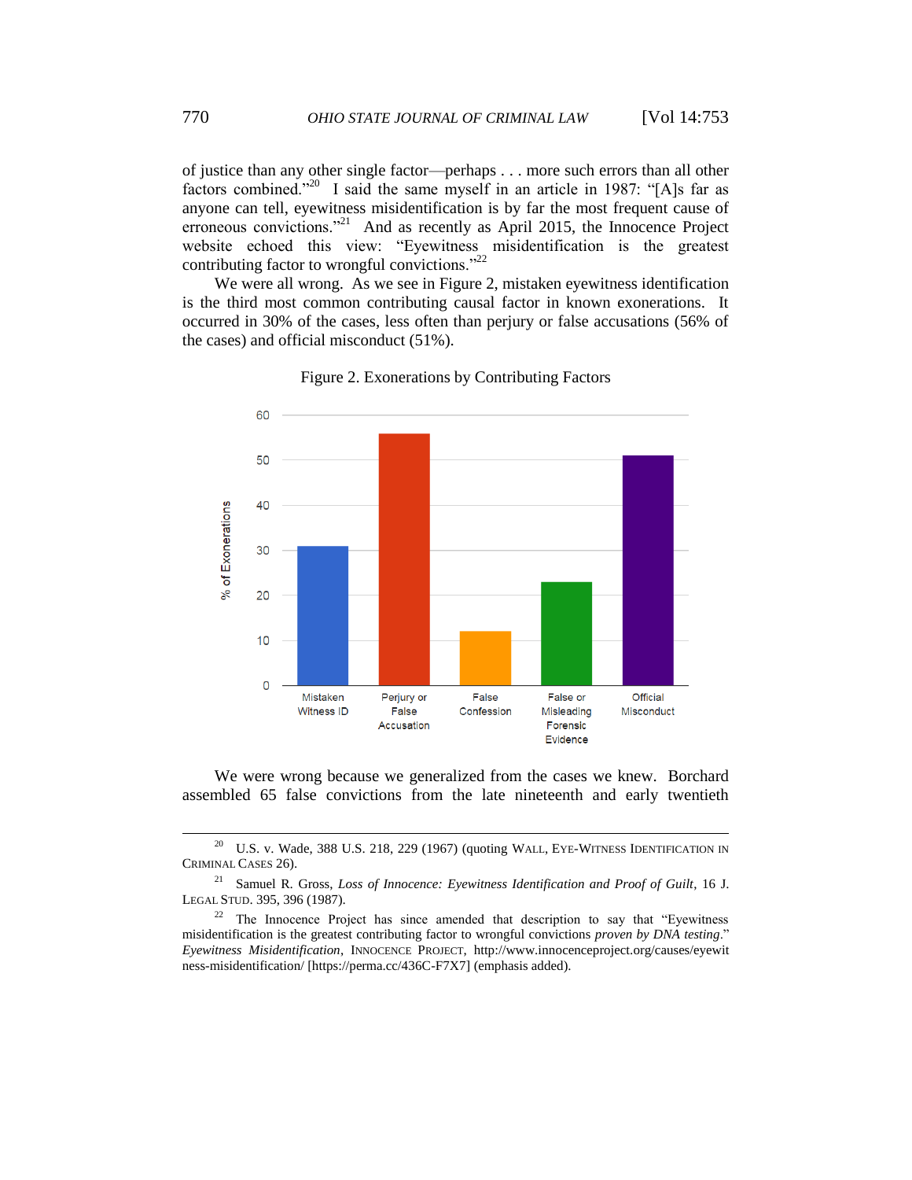of justice than any other single factor—perhaps . . . more such errors than all other factors combined."[20] I said the same myself in an article in 1987: "[A]s far as anyone can tell, eyewitness misidentification is by far the most frequent cause of erroneous convictions."[21] And as recently as April 2015, the Innocence Project website echoed this view: "Eyewitness misidentification is the greatest contributing factor to wrongful convictions."[22]

We were all wrong. As we see in Figure 2, mistaken eyewitness identification is the third most common contributing causal factor in known exonerations. It occurred in 30% of the cases, less often than perjury or false accusations (56% of the cases) and official misconduct (51%).

Figure 2. Exonerations by Contributing Factors

| Contributing Factor | % of Exonerations |
|---|---|
| Mistaken Witness ID | 31 |
| Perjury or False Accusation | 56 |
| False Confession | 12 |
| False or Misleading Forensic Evidence | 23 |
| Official Misconduct | 51 |

We were wrong because we generalized from the cases we knew. Borchard assembled 65 false convictions from the late nineteenth and early twentieth

---

[20] U.S. v. Wade, 388 U.S. 218, 229 (1967) (quoting WALL, EYE-WITNESS IDENTIFICATION IN CRIMINAL CASES 26).

[21] Samuel R. Gross, *Loss of Innocence: Eyewitness Identification and Proof of Guilt*, 16 J. LEGAL STUD. 395, 396 (1987).

[22] The Innocence Project has since amended that description to say that "Eyewitness misidentification is the greatest contributing factor to wrongful convictions *proven by DNA testing*." *Eyewitness Misidentification*, INNOCENCE PROJECT, http://www.innocenceproject.org/causes/eyewitness-misidentification/ [https://perma.cc/436C-F7X7] (emphasis added).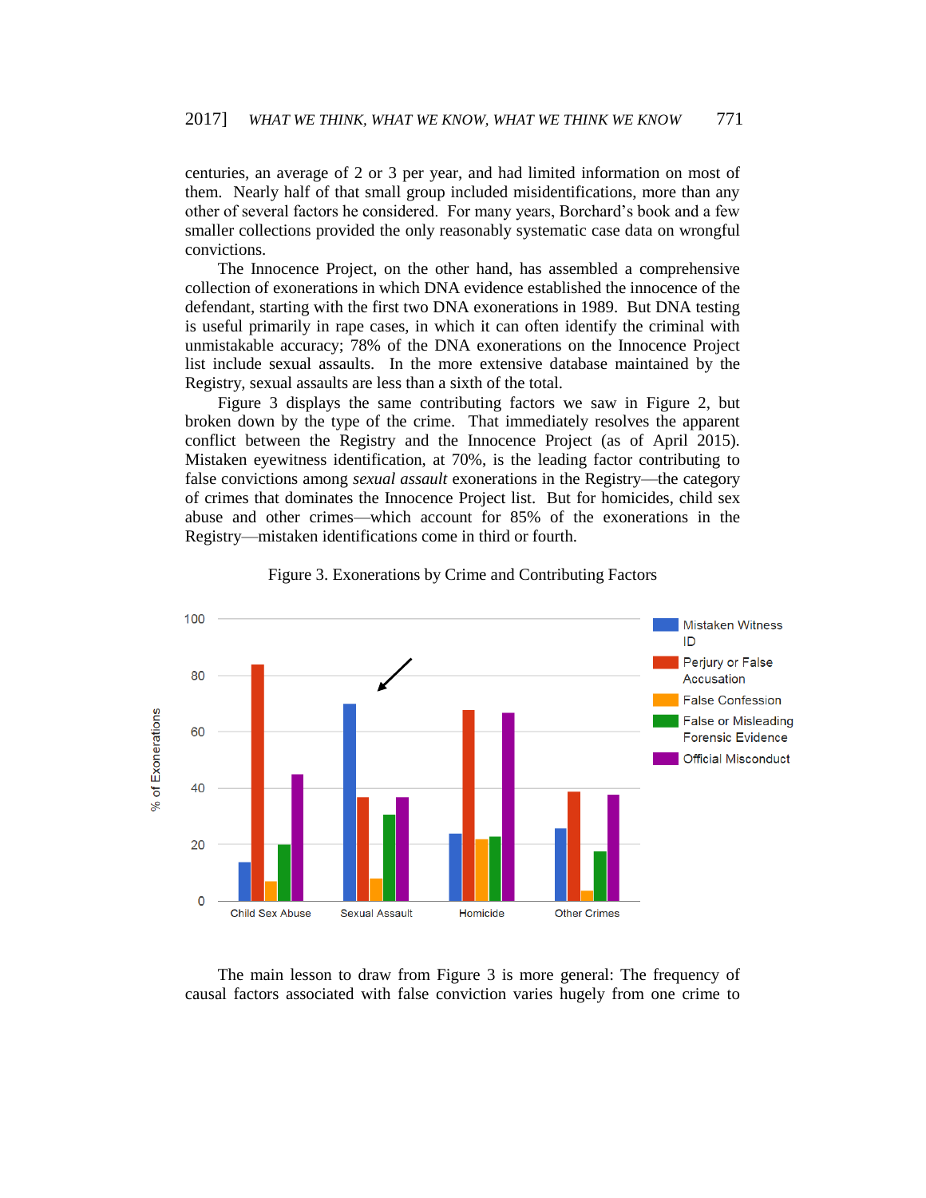centuries, an average of 2 or 3 per year, and had limited information on most of them. Nearly half of that small group included misidentifications, more than any other of several factors he considered. For many years, Borchard's book and a few smaller collections provided the only reasonably systematic case data on wrongful convictions.

The Innocence Project, on the other hand, has assembled a comprehensive collection of exonerations in which DNA evidence established the innocence of the defendant, starting with the first two DNA exonerations in 1989. But DNA testing is useful primarily in rape cases, in which it can often identify the criminal with unmistakable accuracy; 78% of the DNA exonerations on the Innocence Project list include sexual assaults. In the more extensive database maintained by the Registry, sexual assaults are less than a sixth of the total.

Figure 3 displays the same contributing factors we saw in Figure 2, but broken down by the type of the crime. That immediately resolves the apparent conflict between the Registry and the Innocence Project (as of April 2015). Mistaken eyewitness identification, at 70%, is the leading factor contributing to false convictions among *sexual assault* exonerations in the Registry—the category of crimes that dominates the Innocence Project list. But for homicides, child sex abuse and other crimes—which account for 85% of the exonerations in the Registry—mistaken identifications come in third or fourth.

Figure 3. Exonerations by Crime and Contributing Factors

The main lesson to draw from Figure 3 is more general: The frequency of causal factors associated with false conviction varies hugely from one crime to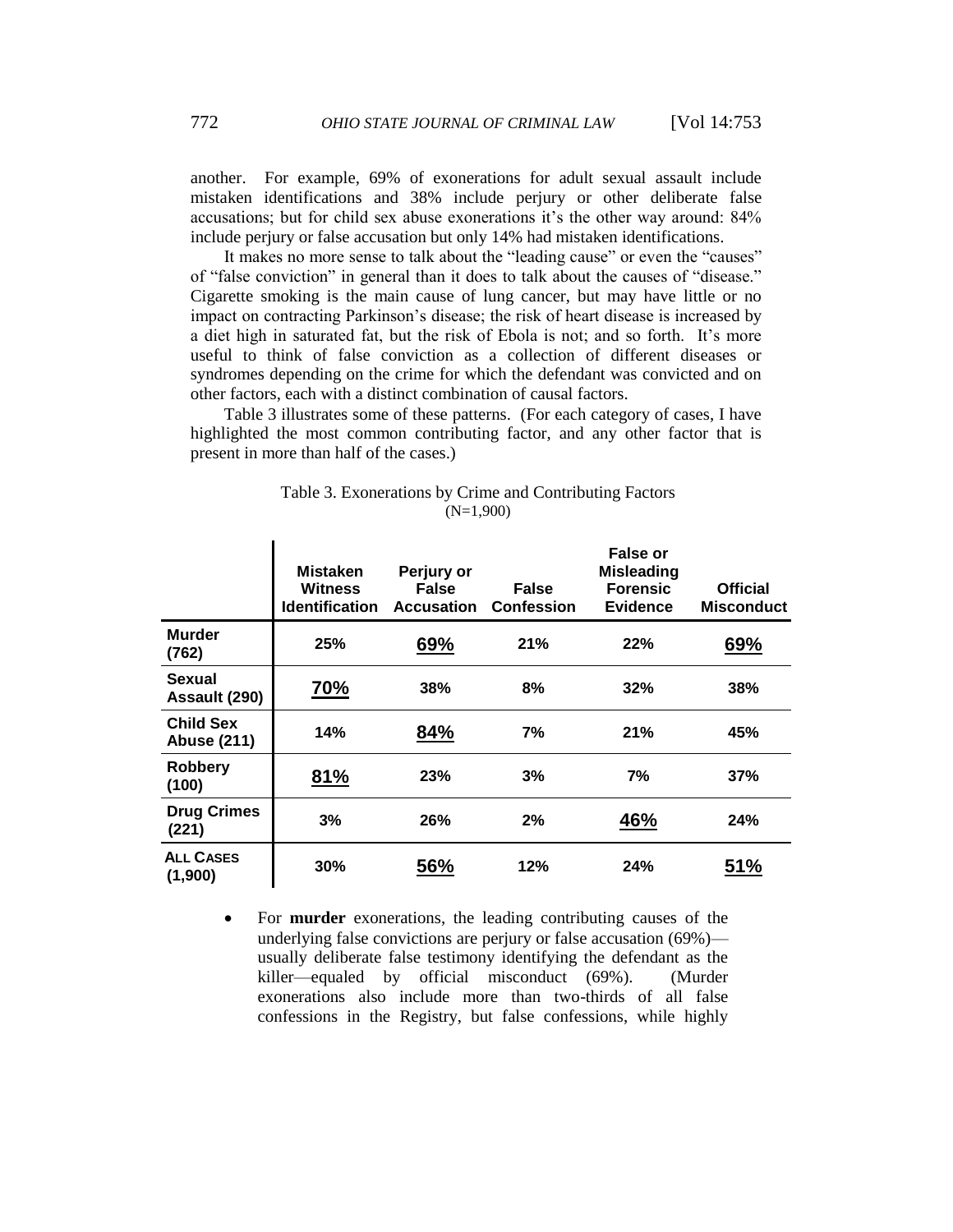another. For example, 69% of exonerations for adult sexual assault include mistaken identifications and 38% include perjury or other deliberate false accusations; but for child sex abuse exonerations it's the other way around: 84% include perjury or false accusation but only 14% had mistaken identifications.

It makes no more sense to talk about the "leading cause" or even the "causes" of "false conviction" in general than it does to talk about the causes of "disease." Cigarette smoking is the main cause of lung cancer, but may have little or no impact on contracting Parkinson's disease; the risk of heart disease is increased by a diet high in saturated fat, but the risk of Ebola is not; and so forth. It's more useful to think of false conviction as a collection of different diseases or syndromes depending on the crime for which the defendant was convicted and on other factors, each with a distinct combination of causal factors.

Table 3 illustrates some of these patterns. (For each category of cases, I have highlighted the most common contributing factor, and any other factor that is present in more than half of the cases.)

Table 3. Exonerations by Crime and Contributing Factors
(N=1,900)

| | Mistaken Witness Identification | Perjury or False Accusation | False Confession | False or Misleading Forensic Evidence | Official Misconduct |
|---|---|---|---|---|---|
| **Murder (762)** | 25% | **69%** | 21% | 22% | **69%** |
| **Sexual Assault (290)** | **70%** | 38% | 8% | 32% | 38% |
| **Child Sex Abuse (211)** | 14% | **84%** | 7% | 21% | 45% |
| **Robbery (100)** | **81%** | 23% | 3% | 7% | 37% |
| **Drug Crimes (221)** | 3% | 26% | 2% | **46%** | 24% |
| **ALL CASES (1,900)** | 30% | **56%** | 12% | 24% | **51%** |

- For **murder** exonerations, the leading contributing causes of the underlying false convictions are perjury or false accusation (69%)—usually deliberate false testimony identifying the defendant as the killer—equaled by official misconduct (69%). (Murder exonerations also include more than two-thirds of all false confessions in the Registry, but false confessions, while highly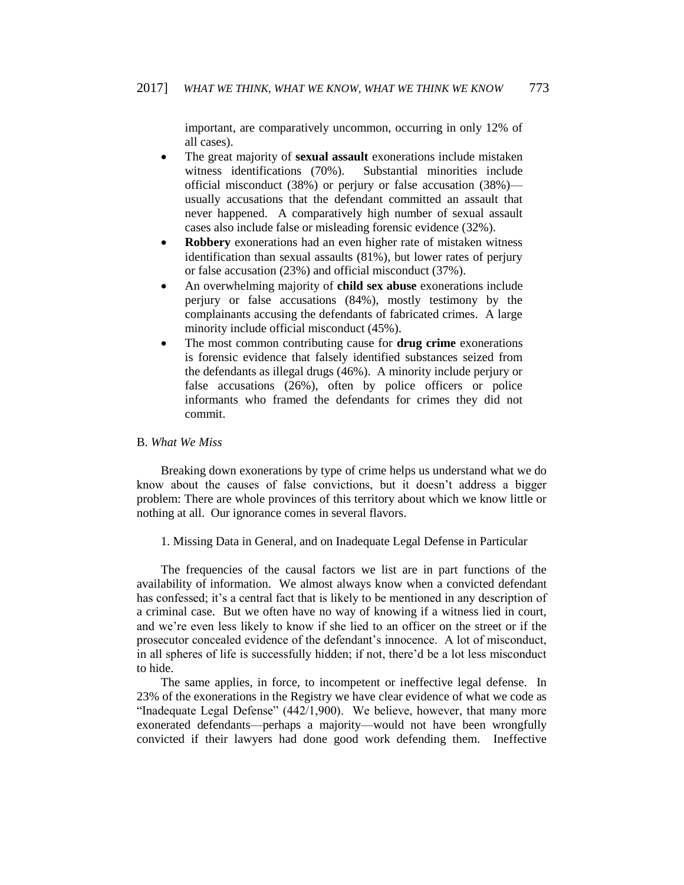important, are comparatively uncommon, occurring in only 12% of all cases).

- The great majority of **sexual assault** exonerations include mistaken witness identifications (70%). Substantial minorities include official misconduct (38%) or perjury or false accusation (38%)—usually accusations that the defendant committed an assault that never happened. A comparatively high number of sexual assault cases also include false or misleading forensic evidence (32%).
- **Robbery** exonerations had an even higher rate of mistaken witness identification than sexual assaults (81%), but lower rates of perjury or false accusation (23%) and official misconduct (37%).
- An overwhelming majority of **child sex abuse** exonerations include perjury or false accusations (84%), mostly testimony by the complainants accusing the defendants of fabricated crimes. A large minority include official misconduct (45%).
- The most common contributing cause for **drug crime** exonerations is forensic evidence that falsely identified substances seized from the defendants as illegal drugs (46%). A minority include perjury or false accusations (26%), often by police officers or police informants who framed the defendants for crimes they did not commit.

## B. *What We Miss*

Breaking down exonerations by type of crime helps us understand what we do know about the causes of false convictions, but it doesn't address a bigger problem: There are whole provinces of this territory about which we know little or nothing at all. Our ignorance comes in several flavors.

### 1. Missing Data in General, and on Inadequate Legal Defense in Particular

The frequencies of the causal factors we list are in part functions of the availability of information. We almost always know when a convicted defendant has confessed; it's a central fact that is likely to be mentioned in any description of a criminal case. But we often have no way of knowing if a witness lied in court, and we're even less likely to know if she lied to an officer on the street or if the prosecutor concealed evidence of the defendant's innocence. A lot of misconduct, in all spheres of life is successfully hidden; if not, there'd be a lot less misconduct to hide.

The same applies, in force, to incompetent or ineffective legal defense. In 23% of the exonerations in the Registry we have clear evidence of what we code as "Inadequate Legal Defense" (442/1,900). We believe, however, that many more exonerated defendants—perhaps a majority—would not have been wrongfully convicted if their lawyers had done good work defending them. Ineffective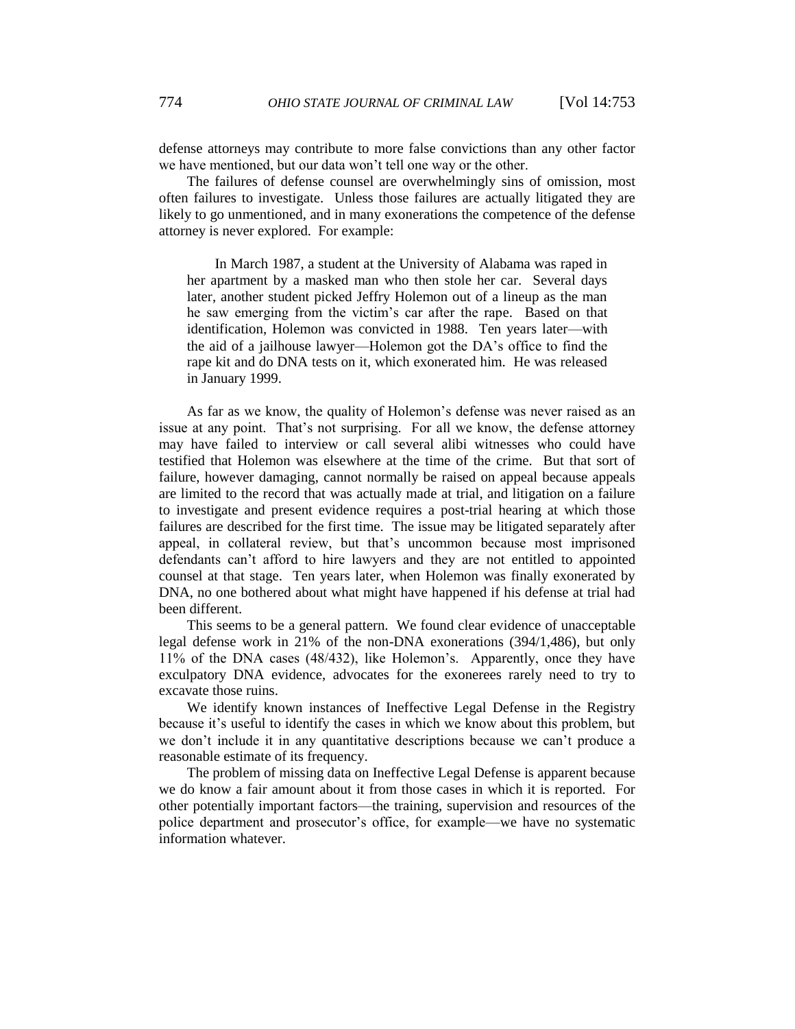defense attorneys may contribute to more false convictions than any other factor we have mentioned, but our data won't tell one way or the other.

The failures of defense counsel are overwhelmingly sins of omission, most often failures to investigate. Unless those failures are actually litigated they are likely to go unmentioned, and in many exonerations the competence of the defense attorney is never explored. For example:

> In March 1987, a student at the University of Alabama was raped in her apartment by a masked man who then stole her car. Several days later, another student picked Jeffry Holemon out of a lineup as the man he saw emerging from the victim's car after the rape. Based on that identification, Holemon was convicted in 1988. Ten years later—with the aid of a jailhouse lawyer—Holemon got the DA's office to find the rape kit and do DNA tests on it, which exonerated him. He was released in January 1999.

As far as we know, the quality of Holemon's defense was never raised as an issue at any point. That's not surprising. For all we know, the defense attorney may have failed to interview or call several alibi witnesses who could have testified that Holemon was elsewhere at the time of the crime. But that sort of failure, however damaging, cannot normally be raised on appeal because appeals are limited to the record that was actually made at trial, and litigation on a failure to investigate and present evidence requires a post-trial hearing at which those failures are described for the first time. The issue may be litigated separately after appeal, in collateral review, but that's uncommon because most imprisoned defendants can't afford to hire lawyers and they are not entitled to appointed counsel at that stage. Ten years later, when Holemon was finally exonerated by DNA, no one bothered about what might have happened if his defense at trial had been different.

This seems to be a general pattern. We found clear evidence of unacceptable legal defense work in 21% of the non-DNA exonerations (394/1,486), but only 11% of the DNA cases (48/432), like Holemon's. Apparently, once they have exculpatory DNA evidence, advocates for the exonerees rarely need to try to excavate those ruins.

We identify known instances of Ineffective Legal Defense in the Registry because it's useful to identify the cases in which we know about this problem, but we don't include it in any quantitative descriptions because we can't produce a reasonable estimate of its frequency.

The problem of missing data on Ineffective Legal Defense is apparent because we do know a fair amount about it from those cases in which it is reported. For other potentially important factors—the training, supervision and resources of the police department and prosecutor's office, for example—we have no systematic information whatever.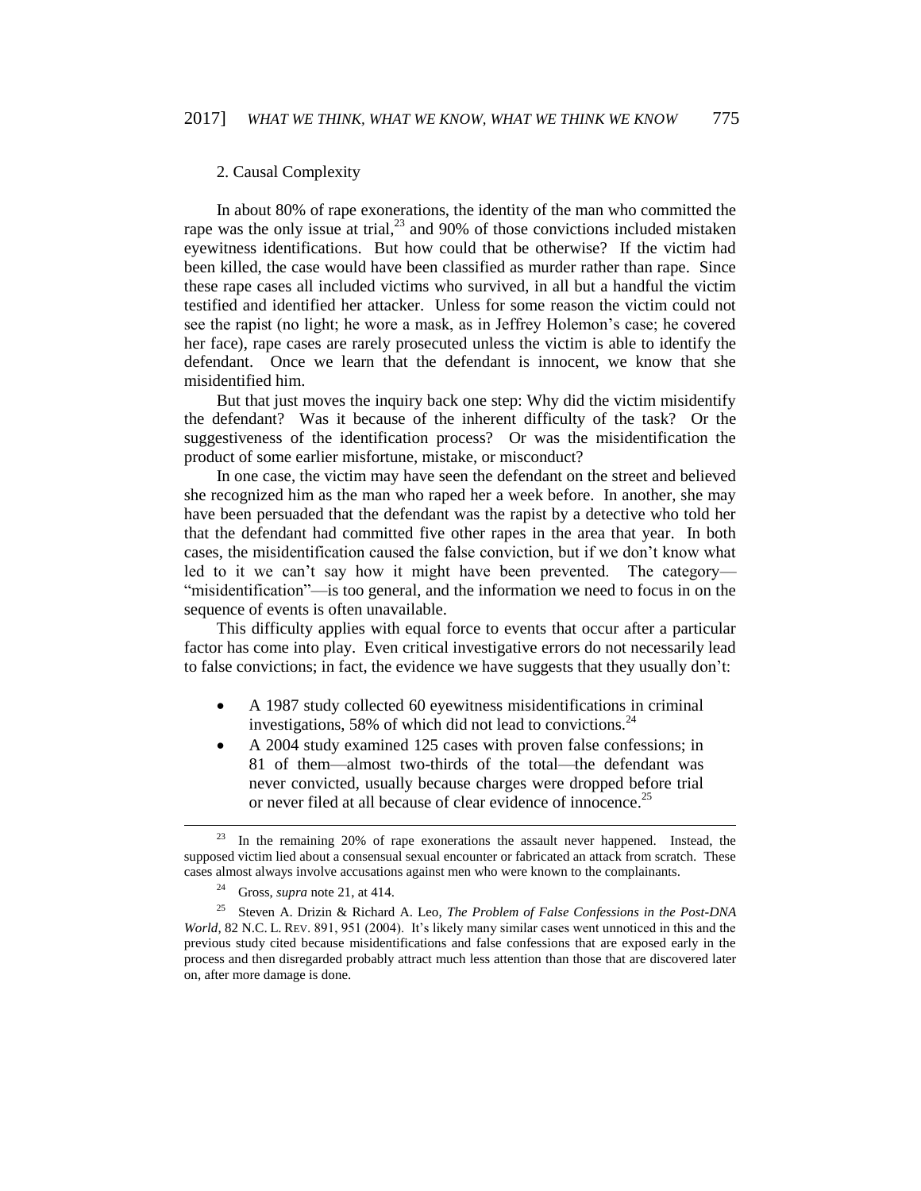### 2. Causal Complexity

In about 80% of rape exonerations, the identity of the man who committed the rape was the only issue at trial,[23] and 90% of those convictions included mistaken eyewitness identifications. But how could that be otherwise? If the victim had been killed, the case would have been classified as murder rather than rape. Since these rape cases all included victims who survived, in all but a handful the victim testified and identified her attacker. Unless for some reason the victim could not see the rapist (no light; he wore a mask, as in Jeffrey Holemon's case; he covered her face), rape cases are rarely prosecuted unless the victim is able to identify the defendant. Once we learn that the defendant is innocent, we know that she misidentified him.

But that just moves the inquiry back one step: Why did the victim misidentify the defendant? Was it because of the inherent difficulty of the task? Or the suggestiveness of the identification process? Or was the misidentification the product of some earlier misfortune, mistake, or misconduct?

In one case, the victim may have seen the defendant on the street and believed she recognized him as the man who raped her a week before. In another, she may have been persuaded that the defendant was the rapist by a detective who told her that the defendant had committed five other rapes in the area that year. In both cases, the misidentification caused the false conviction, but if we don't know what led to it we can't say how it might have been prevented. The category—"misidentification"—is too general, and the information we need to focus in on the sequence of events is often unavailable.

This difficulty applies with equal force to events that occur after a particular factor has come into play. Even critical investigative errors do not necessarily lead to false convictions; in fact, the evidence we have suggests that they usually don't:

- A 1987 study collected 60 eyewitness misidentifications in criminal investigations, 58% of which did not lead to convictions.[24]
- A 2004 study examined 125 cases with proven false confessions; in 81 of them—almost two-thirds of the total—the defendant was never convicted, usually because charges were dropped before trial or never filed at all because of clear evidence of innocence.[25]

---

[23] In the remaining 20% of rape exonerations the assault never happened. Instead, the supposed victim lied about a consensual sexual encounter or fabricated an attack from scratch. These cases almost always involve accusations against men who were known to the complainants.

[24] Gross, *supra* note 21, at 414.

[25] Steven A. Drizin & Richard A. Leo, *The Problem of False Confessions in the Post-DNA World*, 82 N.C. L. REV. 891, 951 (2004). It's likely many similar cases went unnoticed in this and the previous study cited because misidentifications and false confessions that are exposed early in the process and then disregarded probably attract much less attention than those that are discovered later on, after more damage is done.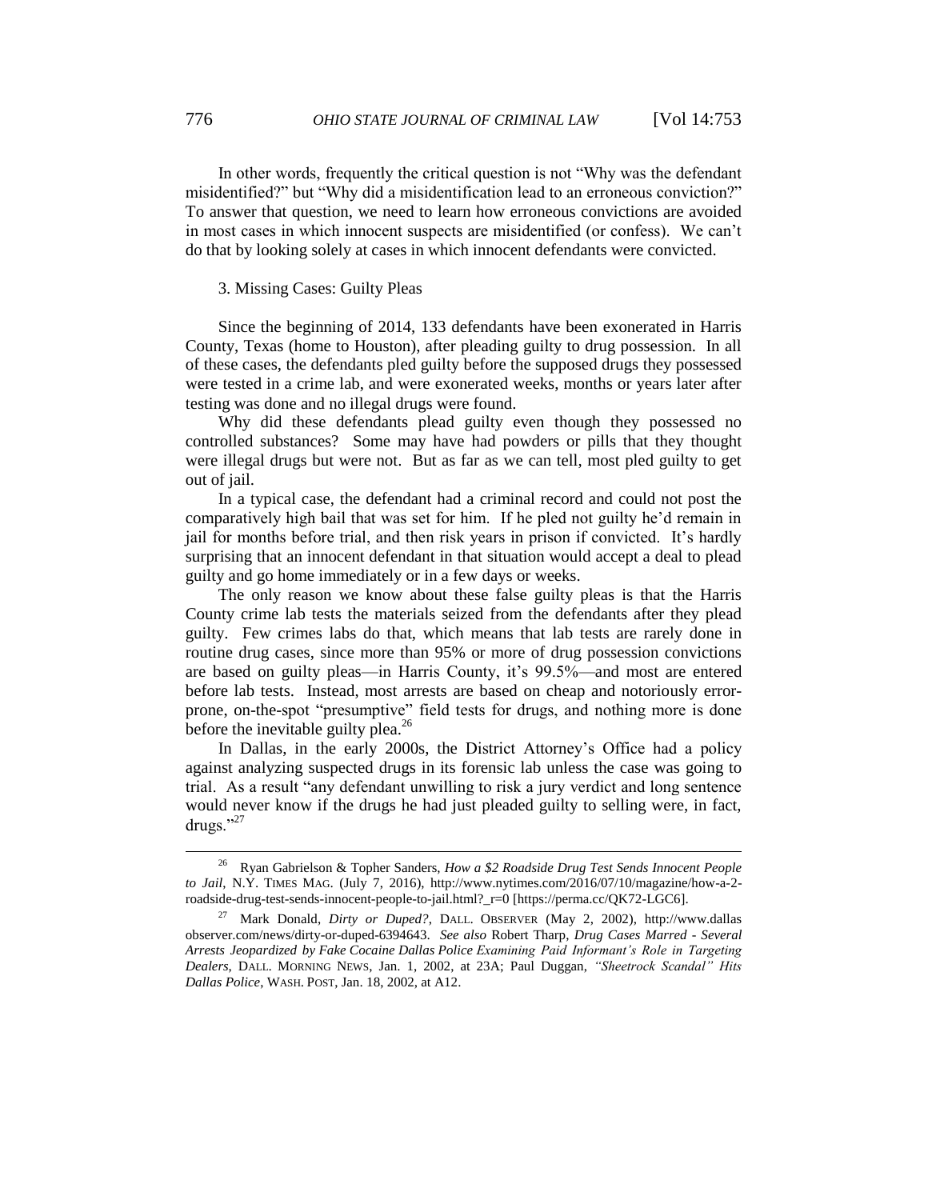In other words, frequently the critical question is not "Why was the defendant misidentified?" but "Why did a misidentification lead to an erroneous conviction?" To answer that question, we need to learn how erroneous convictions are avoided in most cases in which innocent suspects are misidentified (or confess). We can't do that by looking solely at cases in which innocent defendants were convicted.

3. Missing Cases: Guilty Pleas

Since the beginning of 2014, 133 defendants have been exonerated in Harris County, Texas (home to Houston), after pleading guilty to drug possession. In all of these cases, the defendants pled guilty before the supposed drugs they possessed were tested in a crime lab, and were exonerated weeks, months or years later after testing was done and no illegal drugs were found.

Why did these defendants plead guilty even though they possessed no controlled substances? Some may have had powders or pills that they thought were illegal drugs but were not. But as far as we can tell, most pled guilty to get out of jail.

In a typical case, the defendant had a criminal record and could not post the comparatively high bail that was set for him. If he pled not guilty he'd remain in jail for months before trial, and then risk years in prison if convicted. It's hardly surprising that an innocent defendant in that situation would accept a deal to plead guilty and go home immediately or in a few days or weeks.

The only reason we know about these false guilty pleas is that the Harris County crime lab tests the materials seized from the defendants after they plead guilty. Few crimes labs do that, which means that lab tests are rarely done in routine drug cases, since more than 95% or more of drug possession convictions are based on guilty pleas—in Harris County, it's 99.5%—and most are entered before lab tests. Instead, most arrests are based on cheap and notoriously error-prone, on-the-spot "presumptive" field tests for drugs, and nothing more is done before the inevitable guilty plea.[26]

In Dallas, in the early 2000s, the District Attorney's Office had a policy against analyzing suspected drugs in its forensic lab unless the case was going to trial. As a result "any defendant unwilling to risk a jury verdict and long sentence would never know if the drugs he had just pleaded guilty to selling were, in fact, drugs."[27]

---

[26] Ryan Gabrielson & Topher Sanders, *How a $2 Roadside Drug Test Sends Innocent People to Jail*, N.Y. TIMES MAG. (July 7, 2016), http://www.nytimes.com/2016/07/10/magazine/how-a-2-roadside-drug-test-sends-innocent-people-to-jail.html?_r=0 [https://perma.cc/QK72-LGC6].

[27] Mark Donald, *Dirty or Duped?*, DALL. OBSERVER (May 2, 2002), http://www.dallasobserver.com/news/dirty-or-duped-6394643. *See also* Robert Tharp, *Drug Cases Marred - Several Arrests Jeopardized by Fake Cocaine Dallas Police Examining Paid Informant's Role in Targeting Dealers*, DALL. MORNING NEWS, Jan. 1, 2002, at 23A; Paul Duggan, *"Sheetrock Scandal" Hits Dallas Police*, WASH. POST, Jan. 18, 2002, at A12.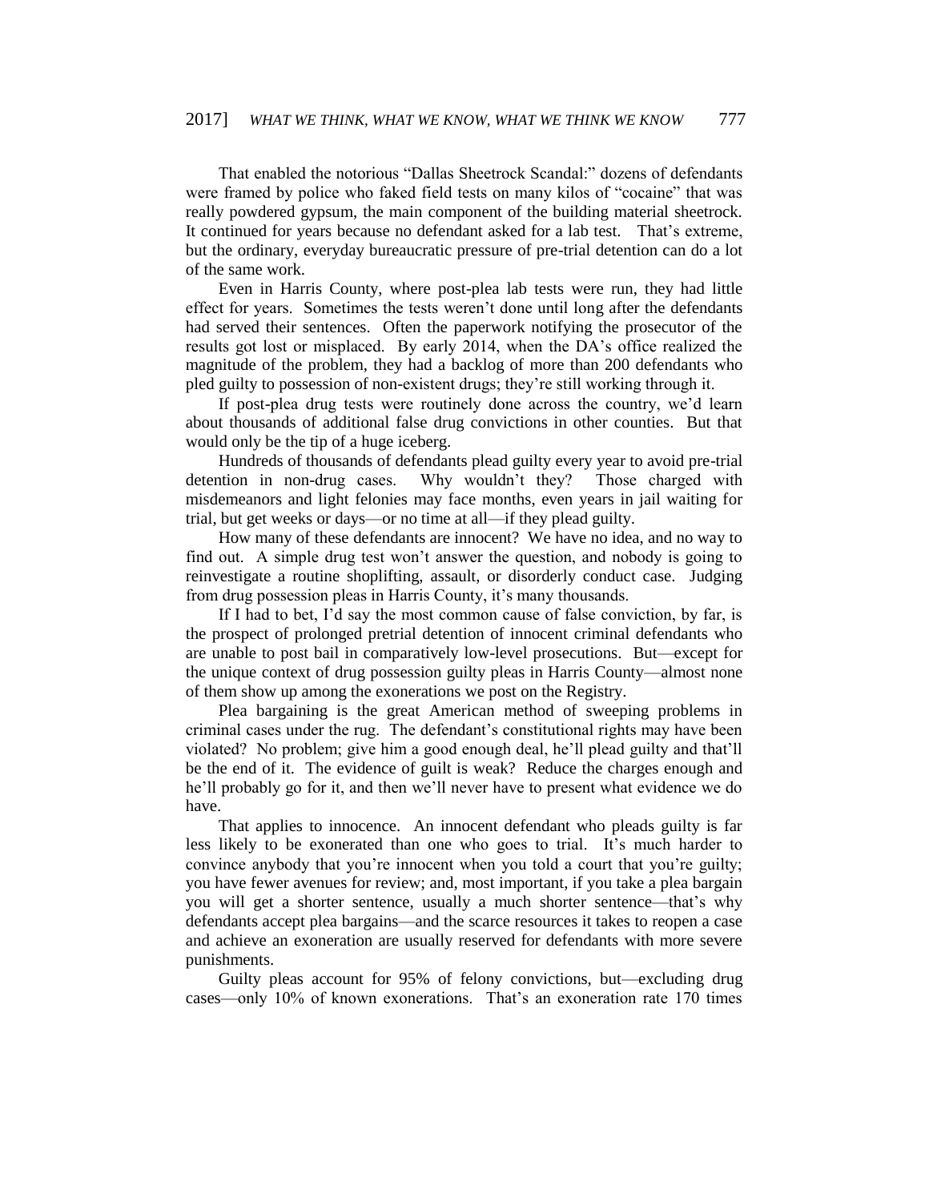That enabled the notorious "Dallas Sheetrock Scandal:" dozens of defendants were framed by police who faked field tests on many kilos of "cocaine" that was really powdered gypsum, the main component of the building material sheetrock. It continued for years because no defendant asked for a lab test. That's extreme, but the ordinary, everyday bureaucratic pressure of pre-trial detention can do a lot of the same work.

Even in Harris County, where post-plea lab tests were run, they had little effect for years. Sometimes the tests weren't done until long after the defendants had served their sentences. Often the paperwork notifying the prosecutor of the results got lost or misplaced. By early 2014, when the DA's office realized the magnitude of the problem, they had a backlog of more than 200 defendants who pled guilty to possession of non-existent drugs; they're still working through it.

If post-plea drug tests were routinely done across the country, we'd learn about thousands of additional false drug convictions in other counties. But that would only be the tip of a huge iceberg.

Hundreds of thousands of defendants plead guilty every year to avoid pre-trial detention in non-drug cases. Why wouldn't they? Those charged with misdemeanors and light felonies may face months, even years in jail waiting for trial, but get weeks or days—or no time at all—if they plead guilty.

How many of these defendants are innocent? We have no idea, and no way to find out. A simple drug test won't answer the question, and nobody is going to reinvestigate a routine shoplifting, assault, or disorderly conduct case. Judging from drug possession pleas in Harris County, it's many thousands.

If I had to bet, I'd say the most common cause of false conviction, by far, is the prospect of prolonged pretrial detention of innocent criminal defendants who are unable to post bail in comparatively low-level prosecutions. But—except for the unique context of drug possession guilty pleas in Harris County—almost none of them show up among the exonerations we post on the Registry.

Plea bargaining is the great American method of sweeping problems in criminal cases under the rug. The defendant's constitutional rights may have been violated? No problem; give him a good enough deal, he'll plead guilty and that'll be the end of it. The evidence of guilt is weak? Reduce the charges enough and he'll probably go for it, and then we'll never have to present what evidence we do have.

That applies to innocence. An innocent defendant who pleads guilty is far less likely to be exonerated than one who goes to trial. It's much harder to convince anybody that you're innocent when you told a court that you're guilty; you have fewer avenues for review; and, most important, if you take a plea bargain you will get a shorter sentence, usually a much shorter sentence—that's why defendants accept plea bargains—and the scarce resources it takes to reopen a case and achieve an exoneration are usually reserved for defendants with more severe punishments.

Guilty pleas account for 95% of felony convictions, but—excluding drug cases—only 10% of known exonerations. That's an exoneration rate 170 times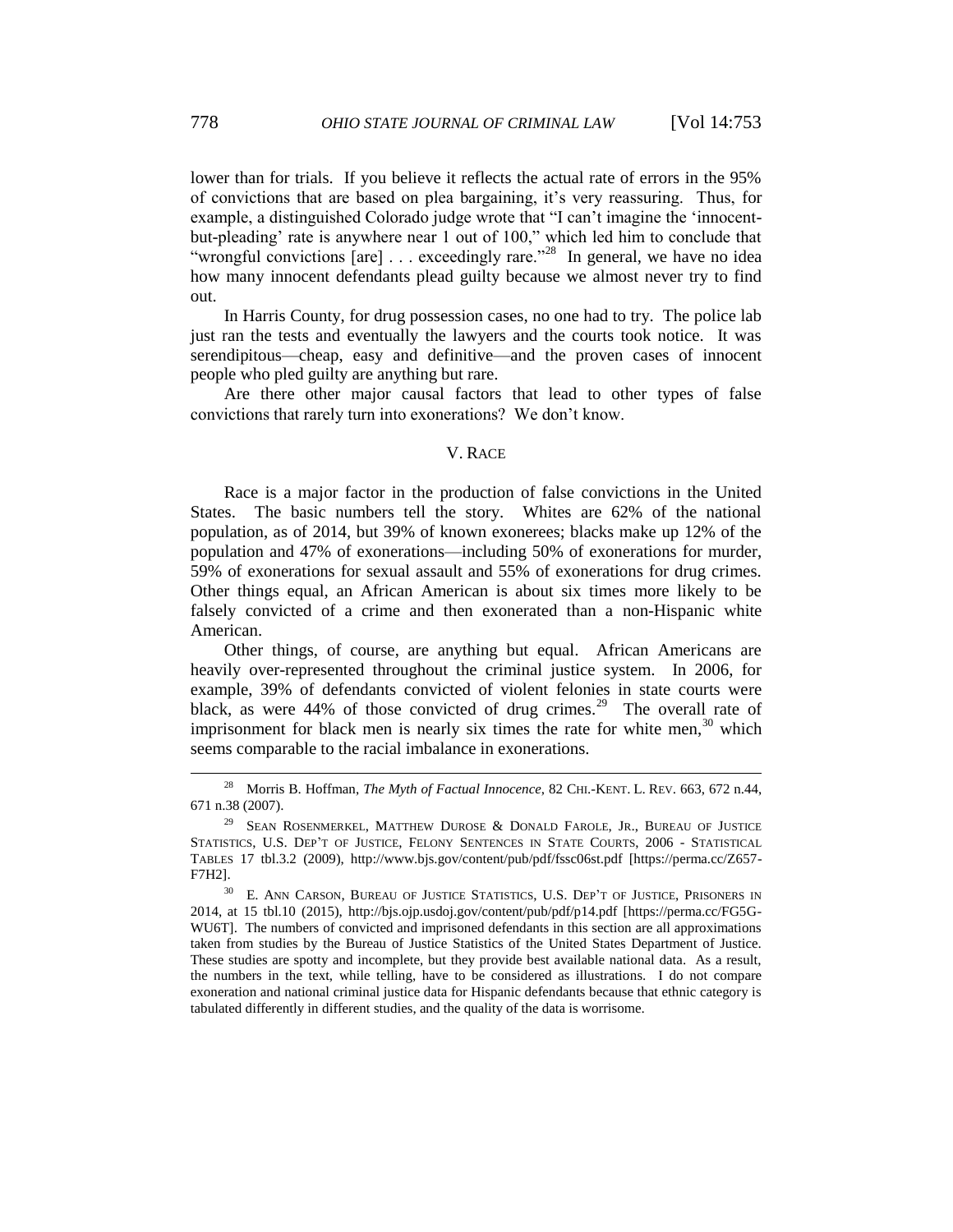lower than for trials. If you believe it reflects the actual rate of errors in the 95% of convictions that are based on plea bargaining, it's very reassuring. Thus, for example, a distinguished Colorado judge wrote that "I can't imagine the 'innocent-but-pleading' rate is anywhere near 1 out of 100," which led him to conclude that "wrongful convictions [are] . . . exceedingly rare."[28] In general, we have no idea how many innocent defendants plead guilty because we almost never try to find out.

In Harris County, for drug possession cases, no one had to try. The police lab just ran the tests and eventually the lawyers and the courts took notice. It was serendipitous—cheap, easy and definitive—and the proven cases of innocent people who pled guilty are anything but rare.

Are there other major causal factors that lead to other types of false convictions that rarely turn into exonerations? We don't know.

## V. RACE

Race is a major factor in the production of false convictions in the United States. The basic numbers tell the story. Whites are 62% of the national population, as of 2014, but 39% of known exonerees; blacks make up 12% of the population and 47% of exonerations—including 50% of exonerations for murder, 59% of exonerations for sexual assault and 55% of exonerations for drug crimes. Other things equal, an African American is about six times more likely to be falsely convicted of a crime and then exonerated than a non-Hispanic white American.

Other things, of course, are anything but equal. African Americans are heavily over-represented throughout the criminal justice system. In 2006, for example, 39% of defendants convicted of violent felonies in state courts were black, as were 44% of those convicted of drug crimes.[29] The overall rate of imprisonment for black men is nearly six times the rate for white men,[30] which seems comparable to the racial imbalance in exonerations.

---

[28] Morris B. Hoffman, *The Myth of Factual Innocence*, 82 CHI.-KENT. L. REV. 663, 672 n.44, 671 n.38 (2007).

[29] SEAN ROSENMERKEL, MATTHEW DUROSE & DONALD FAROLE, JR., BUREAU OF JUSTICE STATISTICS, U.S. DEP'T OF JUSTICE, FELONY SENTENCES IN STATE COURTS, 2006 - STATISTICAL TABLES 17 tbl.3.2 (2009), http://www.bjs.gov/content/pub/pdf/fssc06st.pdf [https://perma.cc/Z657-F7H2].

[30] E. ANN CARSON, BUREAU OF JUSTICE STATISTICS, U.S. DEP'T OF JUSTICE, PRISONERS IN 2014, at 15 tbl.10 (2015), http://bjs.ojp.usdoj.gov/content/pub/pdf/p14.pdf [https://perma.cc/FG5G-WU6T]. The numbers of convicted and imprisoned defendants in this section are all approximations taken from studies by the Bureau of Justice Statistics of the United States Department of Justice. These studies are spotty and incomplete, but they provide best available national data. As a result, the numbers in the text, while telling, have to be considered as illustrations. I do not compare exoneration and national criminal justice data for Hispanic defendants because that ethnic category is tabulated differently in different studies, and the quality of the data is worrisome.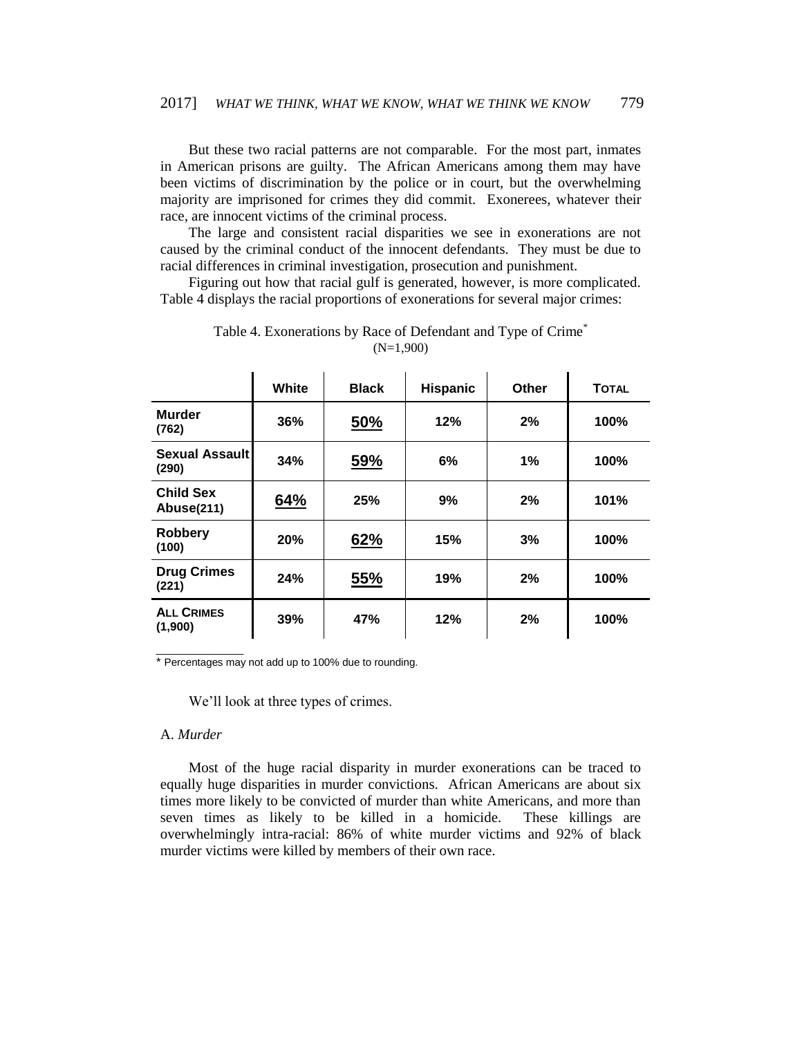But these two racial patterns are not comparable. For the most part, inmates in American prisons are guilty. The African Americans among them may have been victims of discrimination by the police or in court, but the overwhelming majority are imprisoned for crimes they did commit. Exonerees, whatever their race, are innocent victims of the criminal process.

The large and consistent racial disparities we see in exonerations are not caused by the criminal conduct of the innocent defendants. They must be due to racial differences in criminal investigation, prosecution and punishment.

Figuring out how that racial gulf is generated, however, is more complicated. Table 4 displays the racial proportions of exonerations for several major crimes:

Table 4. Exonerations by Race of Defendant and Type of Crime*
(N=1,900)

| | White | Black | Hispanic | Other | TOTAL |
|---|---|---|---|---|---|
| **Murder (762)** | 36% | **<u>50%</u>** | 12% | 2% | 100% |
| **Sexual Assault (290)** | 34% | **<u>59%</u>** | 6% | 1% | 100% |
| **Child Sex Abuse(211)** | **<u>64%</u>** | 25% | 9% | 2% | 101% |
| **Robbery (100)** | 20% | **<u>62%</u>** | 15% | 3% | 100% |
| **Drug Crimes (221)** | 24% | **<u>55%</u>** | 19% | 2% | 100% |
| **ALL CRIMES (1,900)** | 39% | 47% | 12% | 2% | 100% |

* Percentages may not add up to 100% due to rounding.

We'll look at three types of crimes.

A. *Murder*

Most of the huge racial disparity in murder exonerations can be traced to equally huge disparities in murder convictions. African Americans are about six times more likely to be convicted of murder than white Americans, and more than seven times as likely to be killed in a homicide. These killings are overwhelmingly intra-racial: 86% of white murder victims and 92% of black murder victims were killed by members of their own race.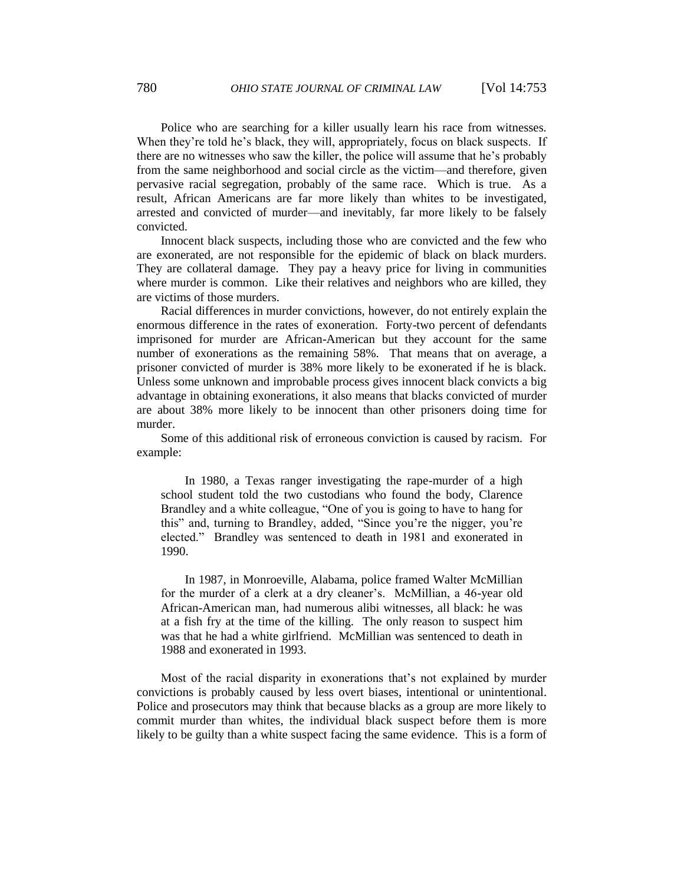Police who are searching for a killer usually learn his race from witnesses. When they're told he's black, they will, appropriately, focus on black suspects. If there are no witnesses who saw the killer, the police will assume that he's probably from the same neighborhood and social circle as the victim—and therefore, given pervasive racial segregation, probably of the same race. Which is true. As a result, African Americans are far more likely than whites to be investigated, arrested and convicted of murder—and inevitably, far more likely to be falsely convicted.

Innocent black suspects, including those who are convicted and the few who are exonerated, are not responsible for the epidemic of black on black murders. They are collateral damage. They pay a heavy price for living in communities where murder is common. Like their relatives and neighbors who are killed, they are victims of those murders.

Racial differences in murder convictions, however, do not entirely explain the enormous difference in the rates of exoneration. Forty-two percent of defendants imprisoned for murder are African-American but they account for the same number of exonerations as the remaining 58%. That means that on average, a prisoner convicted of murder is 38% more likely to be exonerated if he is black. Unless some unknown and improbable process gives innocent black convicts a big advantage in obtaining exonerations, it also means that blacks convicted of murder are about 38% more likely to be innocent than other prisoners doing time for murder.

Some of this additional risk of erroneous conviction is caused by racism. For example:

> In 1980, a Texas ranger investigating the rape-murder of a high school student told the two custodians who found the body, Clarence Brandley and a white colleague, "One of you is going to have to hang for this" and, turning to Brandley, added, "Since you're the nigger, you're elected." Brandley was sentenced to death in 1981 and exonerated in 1990.
>
> In 1987, in Monroeville, Alabama, police framed Walter McMillian for the murder of a clerk at a dry cleaner's. McMillian, a 46-year old African-American man, had numerous alibi witnesses, all black: he was at a fish fry at the time of the killing. The only reason to suspect him was that he had a white girlfriend. McMillian was sentenced to death in 1988 and exonerated in 1993.

Most of the racial disparity in exonerations that's not explained by murder convictions is probably caused by less overt biases, intentional or unintentional. Police and prosecutors may think that because blacks as a group are more likely to commit murder than whites, the individual black suspect before them is more likely to be guilty than a white suspect facing the same evidence. This is a form of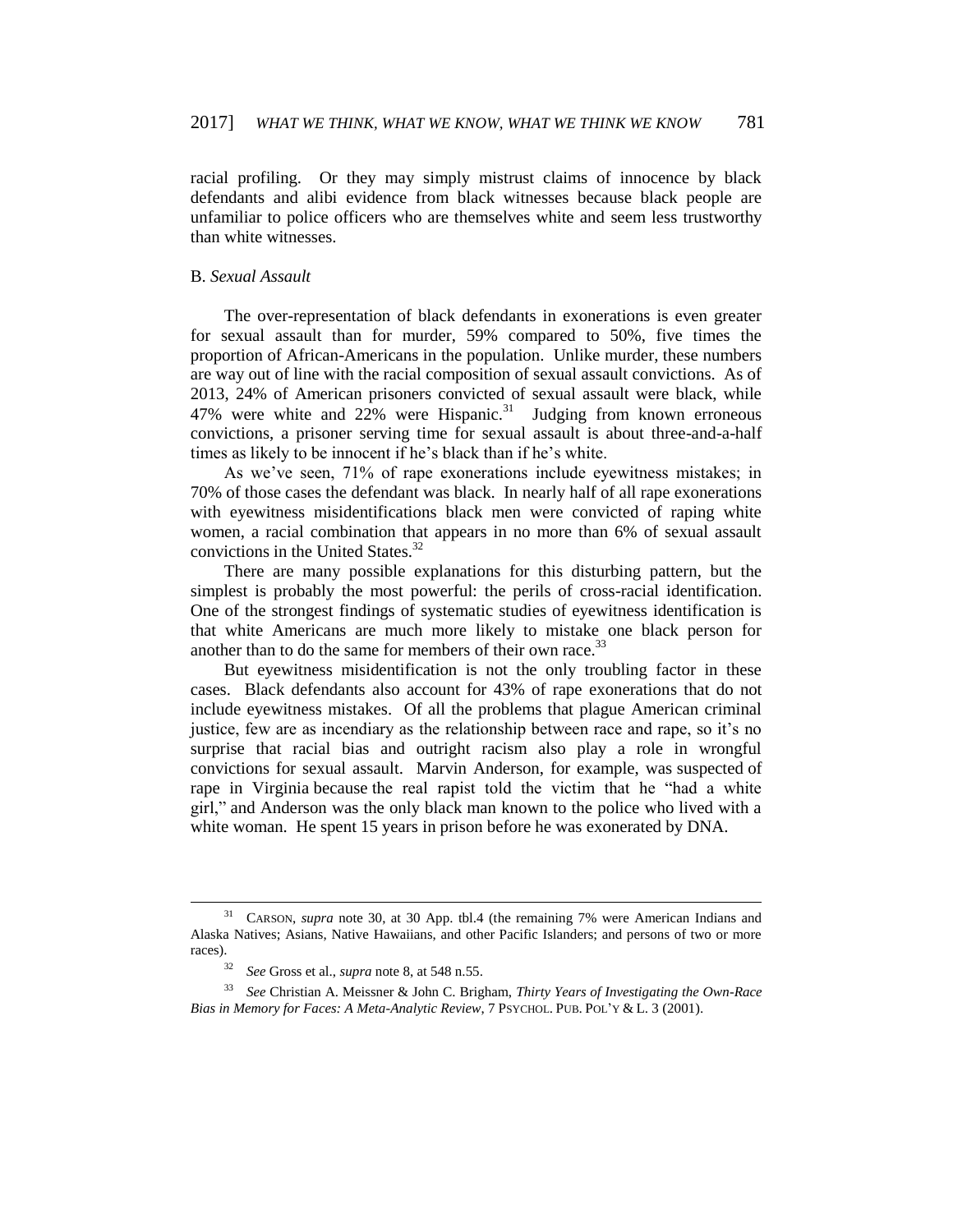racial profiling. Or they may simply mistrust claims of innocence by black defendants and alibi evidence from black witnesses because black people are unfamiliar to police officers who are themselves white and seem less trustworthy than white witnesses.

### B. *Sexual Assault*

The over-representation of black defendants in exonerations is even greater for sexual assault than for murder, 59% compared to 50%, five times the proportion of African-Americans in the population. Unlike murder, these numbers are way out of line with the racial composition of sexual assault convictions. As of 2013, 24% of American prisoners convicted of sexual assault were black, while 47% were white and 22% were Hispanic.[31] Judging from known erroneous convictions, a prisoner serving time for sexual assault is about three-and-a-half times as likely to be innocent if he's black than if he's white.

As we've seen, 71% of rape exonerations include eyewitness mistakes; in 70% of those cases the defendant was black. In nearly half of all rape exonerations with eyewitness misidentifications black men were convicted of raping white women, a racial combination that appears in no more than 6% of sexual assault convictions in the United States.[32]

There are many possible explanations for this disturbing pattern, but the simplest is probably the most powerful: the perils of cross-racial identification. One of the strongest findings of systematic studies of eyewitness identification is that white Americans are much more likely to mistake one black person for another than to do the same for members of their own race.[33]

But eyewitness misidentification is not the only troubling factor in these cases. Black defendants also account for 43% of rape exonerations that do not include eyewitness mistakes. Of all the problems that plague American criminal justice, few are as incendiary as the relationship between race and rape, so it's no surprise that racial bias and outright racism also play a role in wrongful convictions for sexual assault. Marvin Anderson, for example, was suspected of rape in Virginia because the real rapist told the victim that he "had a white girl," and Anderson was the only black man known to the police who lived with a white woman. He spent 15 years in prison before he was exonerated by DNA.

---

[31] CARSON, *supra* note 30, at 30 App. tbl.4 (the remaining 7% were American Indians and Alaska Natives; Asians, Native Hawaiians, and other Pacific Islanders; and persons of two or more races).

[32] *See* Gross et al., *supra* note 8, at 548 n.55.

[33] *See* Christian A. Meissner & John C. Brigham, *Thirty Years of Investigating the Own-Race Bias in Memory for Faces: A Meta-Analytic Review*, 7 PSYCHOL. PUB. POL'Y & L. 3 (2001).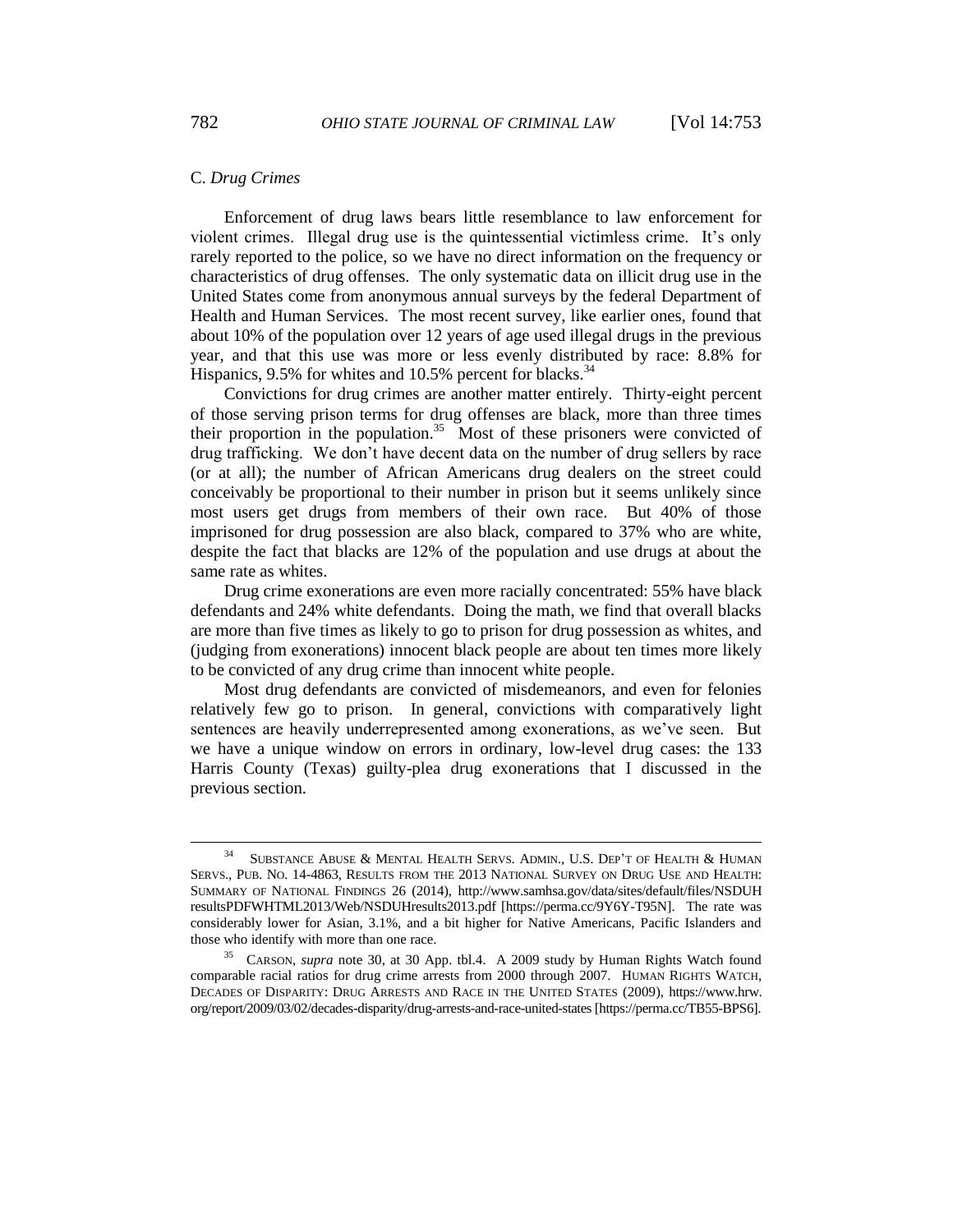### C. *Drug Crimes*

Enforcement of drug laws bears little resemblance to law enforcement for violent crimes. Illegal drug use is the quintessential victimless crime. It's only rarely reported to the police, so we have no direct information on the frequency or characteristics of drug offenses. The only systematic data on illicit drug use in the United States come from anonymous annual surveys by the federal Department of Health and Human Services. The most recent survey, like earlier ones, found that about 10% of the population over 12 years of age used illegal drugs in the previous year, and that this use was more or less evenly distributed by race: 8.8% for Hispanics, 9.5% for whites and 10.5% percent for blacks.[34]

Convictions for drug crimes are another matter entirely. Thirty-eight percent of those serving prison terms for drug offenses are black, more than three times their proportion in the population.[35] Most of these prisoners were convicted of drug trafficking. We don't have decent data on the number of drug sellers by race (or at all); the number of African Americans drug dealers on the street could conceivably be proportional to their number in prison but it seems unlikely since most users get drugs from members of their own race. But 40% of those imprisoned for drug possession are also black, compared to 37% who are white, despite the fact that blacks are 12% of the population and use drugs at about the same rate as whites.

Drug crime exonerations are even more racially concentrated: 55% have black defendants and 24% white defendants. Doing the math, we find that overall blacks are more than five times as likely to go to prison for drug possession as whites, and (judging from exonerations) innocent black people are about ten times more likely to be convicted of any drug crime than innocent white people.

Most drug defendants are convicted of misdemeanors, and even for felonies relatively few go to prison. In general, convictions with comparatively light sentences are heavily underrepresented among exonerations, as we've seen. But we have a unique window on errors in ordinary, low-level drug cases: the 133 Harris County (Texas) guilty-plea drug exonerations that I discussed in the previous section.

---

[34] SUBSTANCE ABUSE & MENTAL HEALTH SERVS. ADMIN., U.S. DEP'T OF HEALTH & HUMAN SERVS., PUB. NO. 14-4863, RESULTS FROM THE 2013 NATIONAL SURVEY ON DRUG USE AND HEALTH: SUMMARY OF NATIONAL FINDINGS 26 (2014), http://www.samhsa.gov/data/sites/default/files/NSDUHresultsPDFWHTML2013/Web/NSDUHresults2013.pdf [https://perma.cc/9Y6Y-T95N]. The rate was considerably lower for Asian, 3.1%, and a bit higher for Native Americans, Pacific Islanders and those who identify with more than one race.

[35] CARSON, *supra* note 30, at 30 App. tbl.4. A 2009 study by Human Rights Watch found comparable racial ratios for drug crime arrests from 2000 through 2007. HUMAN RIGHTS WATCH, DECADES OF DISPARITY: DRUG ARRESTS AND RACE IN THE UNITED STATES (2009), https://www.hrw.org/report/2009/03/02/decades-disparity/drug-arrests-and-race-united-states [https://perma.cc/TB55-BPS6].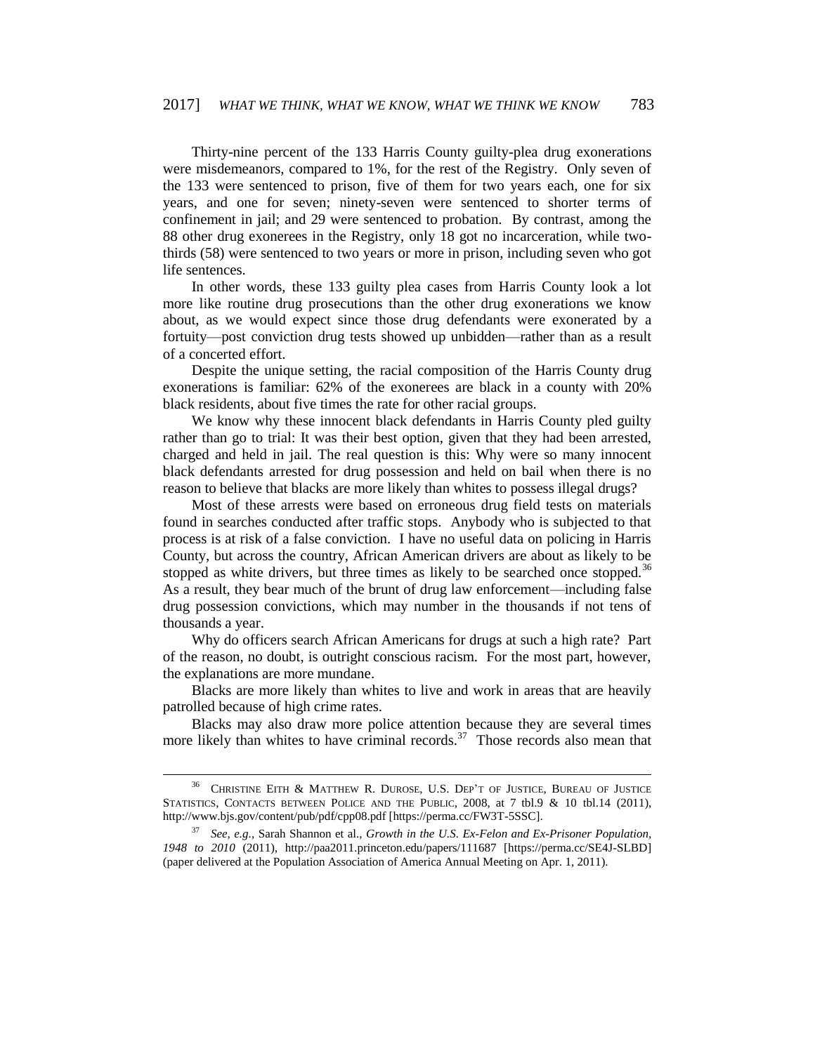Thirty-nine percent of the 133 Harris County guilty-plea drug exonerations were misdemeanors, compared to 1%, for the rest of the Registry. Only seven of the 133 were sentenced to prison, five of them for two years each, one for six years, and one for seven; ninety-seven were sentenced to shorter terms of confinement in jail; and 29 were sentenced to probation. By contrast, among the 88 other drug exonerees in the Registry, only 18 got no incarceration, while two-thirds (58) were sentenced to two years or more in prison, including seven who got life sentences.

In other words, these 133 guilty plea cases from Harris County look a lot more like routine drug prosecutions than the other drug exonerations we know about, as we would expect since those drug defendants were exonerated by a fortuity—post conviction drug tests showed up unbidden—rather than as a result of a concerted effort.

Despite the unique setting, the racial composition of the Harris County drug exonerations is familiar: 62% of the exonerees are black in a county with 20% black residents, about five times the rate for other racial groups.

We know why these innocent black defendants in Harris County pled guilty rather than go to trial: It was their best option, given that they had been arrested, charged and held in jail. The real question is this: Why were so many innocent black defendants arrested for drug possession and held on bail when there is no reason to believe that blacks are more likely than whites to possess illegal drugs?

Most of these arrests were based on erroneous drug field tests on materials found in searches conducted after traffic stops. Anybody who is subjected to that process is at risk of a false conviction. I have no useful data on policing in Harris County, but across the country, African American drivers are about as likely to be stopped as white drivers, but three times as likely to be searched once stopped.[36] As a result, they bear much of the brunt of drug law enforcement—including false drug possession convictions, which may number in the thousands if not tens of thousands a year.

Why do officers search African Americans for drugs at such a high rate? Part of the reason, no doubt, is outright conscious racism. For the most part, however, the explanations are more mundane.

Blacks are more likely than whites to live and work in areas that are heavily patrolled because of high crime rates.

Blacks may also draw more police attention because they are several times more likely than whites to have criminal records.[37] Those records also mean that

---

[36] CHRISTINE EITH & MATTHEW R. DUROSE, U.S. DEP'T OF JUSTICE, BUREAU OF JUSTICE STATISTICS, CONTACTS BETWEEN POLICE AND THE PUBLIC, 2008, at 7 tbl.9 & 10 tbl.14 (2011), http://www.bjs.gov/content/pub/pdf/cpp08.pdf [https://perma.cc/FW3T-5SSC].

[37] *See, e.g.*, Sarah Shannon et al., *Growth in the U.S. Ex-Felon and Ex-Prisoner Population, 1948 to 2010* (2011), http://paa2011.princeton.edu/papers/111687 [https://perma.cc/SE4J-SLBD] (paper delivered at the Population Association of America Annual Meeting on Apr. 1, 2011).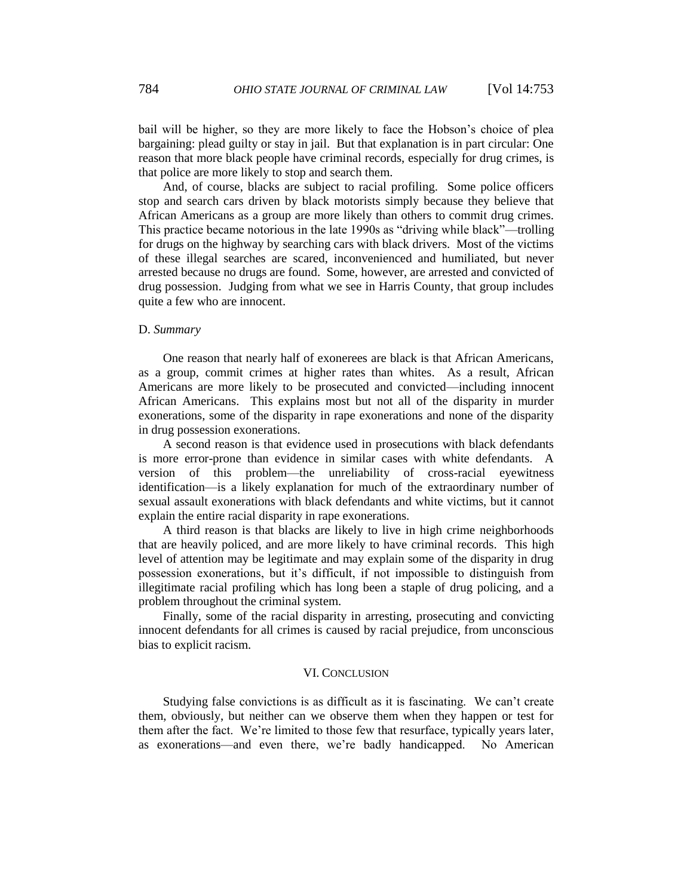bail will be higher, so they are more likely to face the Hobson's choice of plea bargaining: plead guilty or stay in jail. But that explanation is in part circular: One reason that more black people have criminal records, especially for drug crimes, is that police are more likely to stop and search them.

And, of course, blacks are subject to racial profiling. Some police officers stop and search cars driven by black motorists simply because they believe that African Americans as a group are more likely than others to commit drug crimes. This practice became notorious in the late 1990s as "driving while black"—trolling for drugs on the highway by searching cars with black drivers. Most of the victims of these illegal searches are scared, inconvenienced and humiliated, but never arrested because no drugs are found. Some, however, are arrested and convicted of drug possession. Judging from what we see in Harris County, that group includes quite a few who are innocent.

### D. *Summary*

One reason that nearly half of exonerees are black is that African Americans, as a group, commit crimes at higher rates than whites. As a result, African Americans are more likely to be prosecuted and convicted—including innocent African Americans. This explains most but not all of the disparity in murder exonerations, some of the disparity in rape exonerations and none of the disparity in drug possession exonerations.

A second reason is that evidence used in prosecutions with black defendants is more error-prone than evidence in similar cases with white defendants. A version of this problem—the unreliability of cross-racial eyewitness identification—is a likely explanation for much of the extraordinary number of sexual assault exonerations with black defendants and white victims, but it cannot explain the entire racial disparity in rape exonerations.

A third reason is that blacks are likely to live in high crime neighborhoods that are heavily policed, and are more likely to have criminal records. This high level of attention may be legitimate and may explain some of the disparity in drug possession exonerations, but it's difficult, if not impossible to distinguish from illegitimate racial profiling which has long been a staple of drug policing, and a problem throughout the criminal system.

Finally, some of the racial disparity in arresting, prosecuting and convicting innocent defendants for all crimes is caused by racial prejudice, from unconscious bias to explicit racism.

## VI. CONCLUSION

Studying false convictions is as difficult as it is fascinating. We can't create them, obviously, but neither can we observe them when they happen or test for them after the fact. We're limited to those few that resurface, typically years later, as exonerations—and even there, we're badly handicapped. No American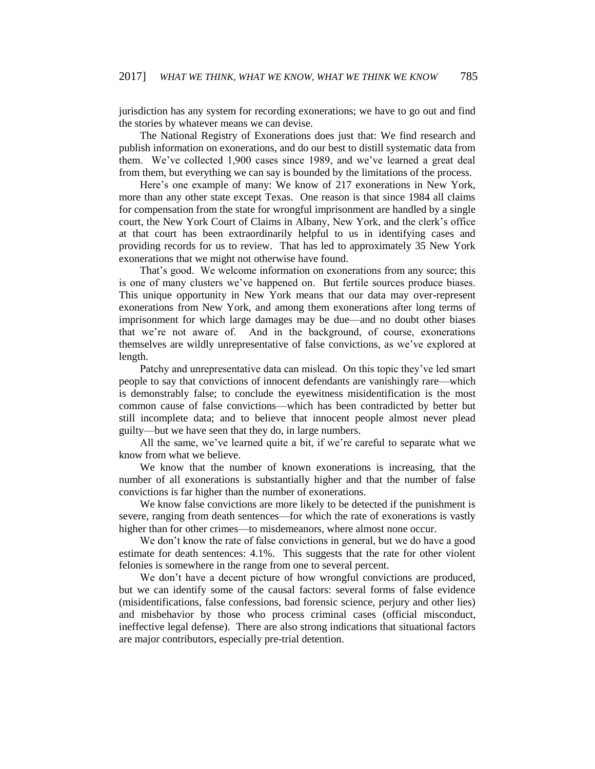jurisdiction has any system for recording exonerations; we have to go out and find the stories by whatever means we can devise.

The National Registry of Exonerations does just that: We find research and publish information on exonerations, and do our best to distill systematic data from them. We've collected 1,900 cases since 1989, and we've learned a great deal from them, but everything we can say is bounded by the limitations of the process.

Here's one example of many: We know of 217 exonerations in New York, more than any other state except Texas. One reason is that since 1984 all claims for compensation from the state for wrongful imprisonment are handled by a single court, the New York Court of Claims in Albany, New York, and the clerk's office at that court has been extraordinarily helpful to us in identifying cases and providing records for us to review. That has led to approximately 35 New York exonerations that we might not otherwise have found.

That's good. We welcome information on exonerations from any source; this is one of many clusters we've happened on. But fertile sources produce biases. This unique opportunity in New York means that our data may over-represent exonerations from New York, and among them exonerations after long terms of imprisonment for which large damages may be due—and no doubt other biases that we're not aware of. And in the background, of course, exonerations themselves are wildly unrepresentative of false convictions, as we've explored at length.

Patchy and unrepresentative data can mislead. On this topic they've led smart people to say that convictions of innocent defendants are vanishingly rare—which is demonstrably false; to conclude the eyewitness misidentification is the most common cause of false convictions—which has been contradicted by better but still incomplete data; and to believe that innocent people almost never plead guilty—but we have seen that they do, in large numbers.

All the same, we've learned quite a bit, if we're careful to separate what we know from what we believe.

We know that the number of known exonerations is increasing, that the number of all exonerations is substantially higher and that the number of false convictions is far higher than the number of exonerations.

We know false convictions are more likely to be detected if the punishment is severe, ranging from death sentences—for which the rate of exonerations is vastly higher than for other crimes—to misdemeanors, where almost none occur.

We don't know the rate of false convictions in general, but we do have a good estimate for death sentences: 4.1%. This suggests that the rate for other violent felonies is somewhere in the range from one to several percent.

We don't have a decent picture of how wrongful convictions are produced, but we can identify some of the causal factors: several forms of false evidence (misidentifications, false confessions, bad forensic science, perjury and other lies) and misbehavior by those who process criminal cases (official misconduct, ineffective legal defense). There are also strong indications that situational factors are major contributors, especially pre-trial detention.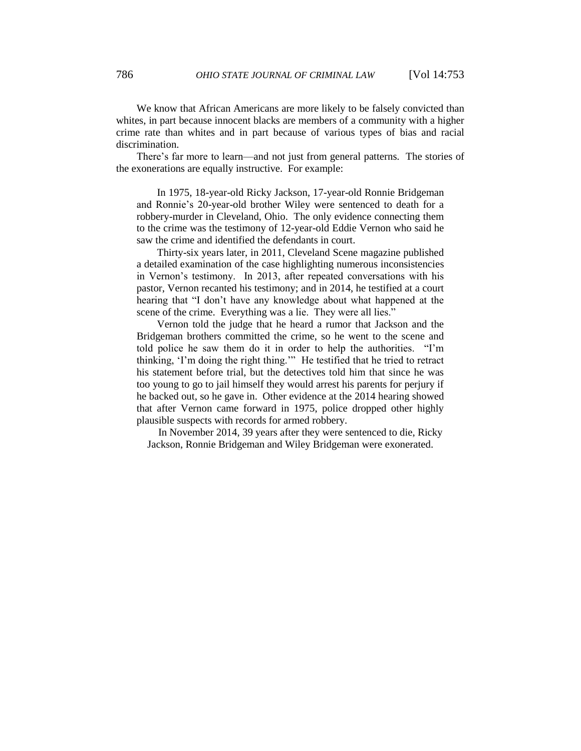We know that African Americans are more likely to be falsely convicted than whites, in part because innocent blacks are members of a community with a higher crime rate than whites and in part because of various types of bias and racial discrimination.

There's far more to learn—and not just from general patterns. The stories of the exonerations are equally instructive. For example:

> In 1975, 18-year-old Ricky Jackson, 17-year-old Ronnie Bridgeman and Ronnie's 20-year-old brother Wiley were sentenced to death for a robbery-murder in Cleveland, Ohio. The only evidence connecting them to the crime was the testimony of 12-year-old Eddie Vernon who said he saw the crime and identified the defendants in court.
>
> Thirty-six years later, in 2011, Cleveland Scene magazine published a detailed examination of the case highlighting numerous inconsistencies in Vernon's testimony. In 2013, after repeated conversations with his pastor, Vernon recanted his testimony; and in 2014, he testified at a court hearing that "I don't have any knowledge about what happened at the scene of the crime. Everything was a lie. They were all lies."
>
> Vernon told the judge that he heard a rumor that Jackson and the Bridgeman brothers committed the crime, so he went to the scene and told police he saw them do it in order to help the authorities. "I'm thinking, 'I'm doing the right thing.'" He testified that he tried to retract his statement before trial, but the detectives told him that since he was too young to go to jail himself they would arrest his parents for perjury if he backed out, so he gave in. Other evidence at the 2014 hearing showed that after Vernon came forward in 1975, police dropped other highly plausible suspects with records for armed robbery.
>
> In November 2014, 39 years after they were sentenced to die, Ricky Jackson, Ronnie Bridgeman and Wiley Bridgeman were exonerated.